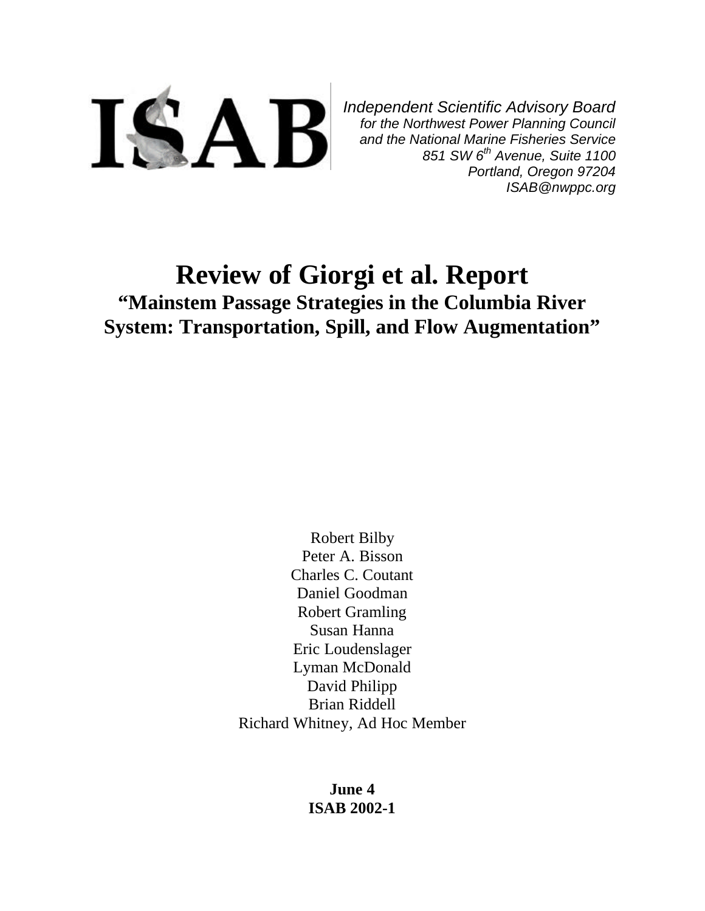ISAB

*Independent Scientific Advisory Board*
*for the Northwest Power Planning Council*
*and the National Marine Fisheries Service*
*851 SW 6th Avenue, Suite 1100*
*Portland, Oregon 97204*
*ISAB@nwppc.org*

# Review of Giorgi et al. Report

## "Mainstem Passage Strategies in the Columbia River System: Transportation, Spill, and Flow Augmentation"

Robert Bilby
Peter A. Bisson
Charles C. Coutant
Daniel Goodman
Robert Gramling
Susan Hanna
Eric Loudenslager
Lyman McDonald
David Philipp
Brian Riddell
Richard Whitney, Ad Hoc Member

**June 4**
**ISAB 2002-1**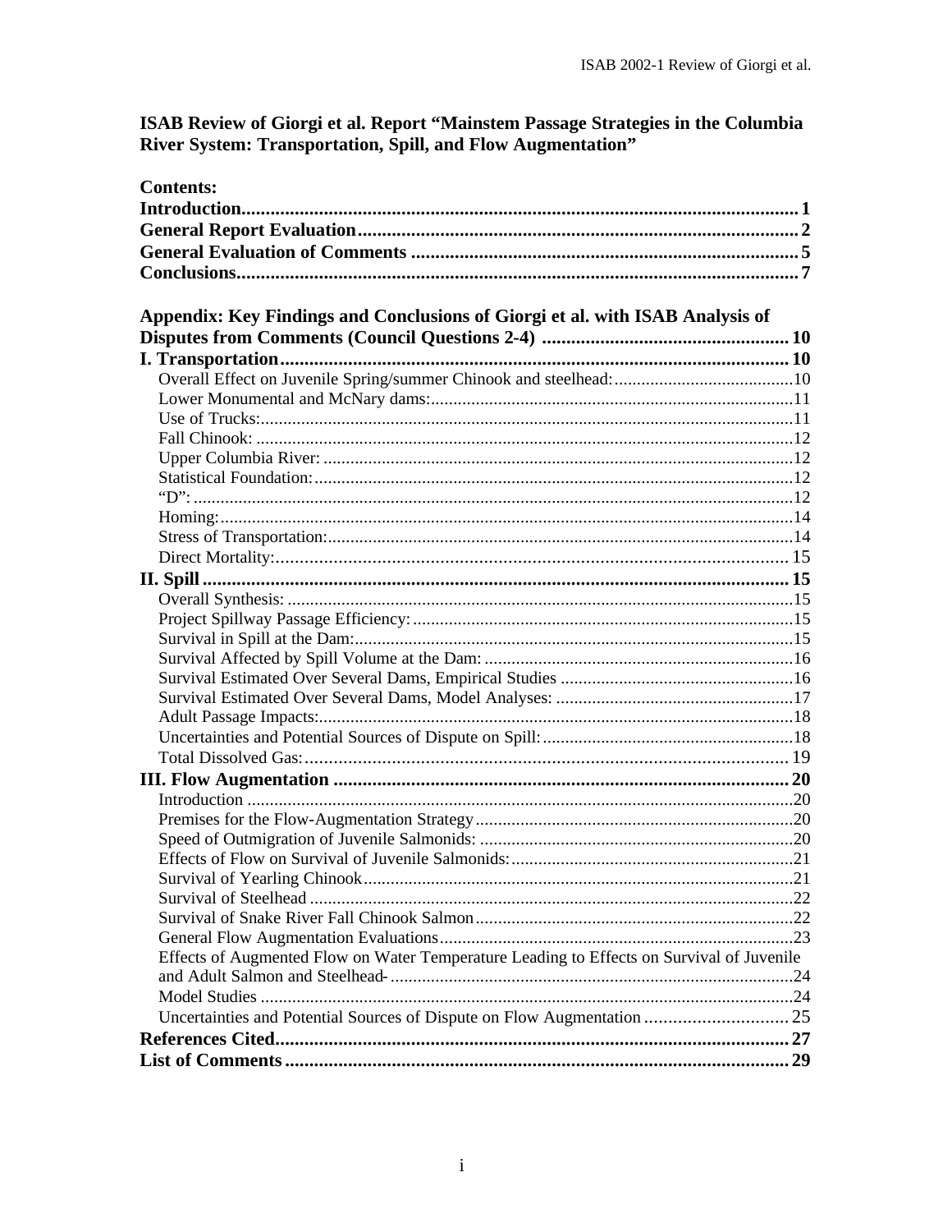# ISAB Review of Giorgi et al. Report "Mainstem Passage Strategies in the Columbia River System: Transportation, Spill, and Flow Augmentation"

**Contents:**

**Introduction.................................................................................................................. 1**
**General Report Evaluation......................................................................................... 2**
**General Evaluation of Comments ............................................................................... 5**
**Conclusions................................................................................................................... 7**

**Appendix: Key Findings and Conclusions of Giorgi et al. with ISAB Analysis of Disputes from Comments (Council Questions 2-4) .................................................. 10**
**I. Transportation........................................................................................................ 10**
Overall Effect on Juvenile Spring/summer Chinook and steelhead:........................................10
Lower Monumental and McNary dams:................................................................................11
Use of Trucks:......................................................................................................................11
Fall Chinook: .......................................................................................................................12
Upper Columbia River: ........................................................................................................12
Statistical Foundation:..........................................................................................................12
"D": .....................................................................................................................................12
Homing:..............................................................................................................................14
Stress of Transportation:.......................................................................................................14
Direct Mortality:............................................................................................................ 15
**II. Spill ....................................................................................................................... 15**
Overall Synthesis: ................................................................................................................15
Project Spillway Passage Efficiency: ....................................................................................15
Survival in Spill at the Dam:.................................................................................................15
Survival Affected by Spill Volume at the Dam: ....................................................................16
Survival Estimated Over Several Dams, Empirical Studies ....................................................16
Survival Estimated Over Several Dams, Model Analyses: .....................................................17
Adult Passage Impacts:.........................................................................................................18
Uncertainties and Potential Sources of Dispute on Spill:........................................................18
Total Dissolved Gas:..................................................................................................... 19
**III. Flow Augmentation ............................................................................................. 20**
Introduction .........................................................................................................................20
Premises for the Flow-Augmentation Strategy......................................................................20
Speed of Outmigration of Juvenile Salmonids: .....................................................................20
Effects of Flow on Survival of Juvenile Salmonids:...............................................................21
Survival of Yearling Chinook...............................................................................................21
Survival of Steelhead ...........................................................................................................22
Survival of Snake River Fall Chinook Salmon......................................................................22
General Flow Augmentation Evaluations..............................................................................23
Effects of Augmented Flow on Water Temperature Leading to Effects on Survival of Juvenile and Adult Salmon and Steelhead- ..........................................................................24
Model Studies ......................................................................................................................24
Uncertainties and Potential Sources of Dispute on Flow Augmentation .............................. 25
**References Cited......................................................................................................... 27**
**List of Comments....................................................................................................... 29**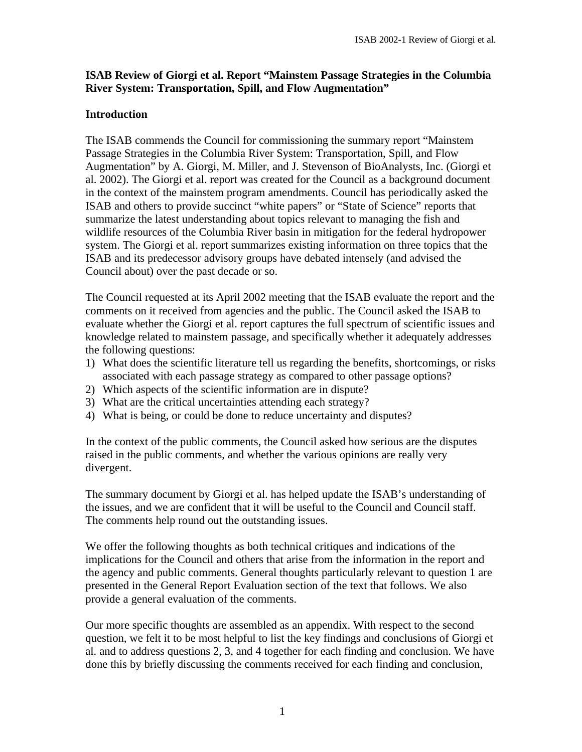**ISAB Review of Giorgi et al. Report "Mainstem Passage Strategies in the Columbia River System: Transportation, Spill, and Flow Augmentation"**

**Introduction**

The ISAB commends the Council for commissioning the summary report "Mainstem Passage Strategies in the Columbia River System: Transportation, Spill, and Flow Augmentation" by A. Giorgi, M. Miller, and J. Stevenson of BioAnalysts, Inc. (Giorgi et al. 2002). The Giorgi et al. report was created for the Council as a background document in the context of the mainstem program amendments. Council has periodically asked the ISAB and others to provide succinct "white papers" or "State of Science" reports that summarize the latest understanding about topics relevant to managing the fish and wildlife resources of the Columbia River basin in mitigation for the federal hydropower system. The Giorgi et al. report summarizes existing information on three topics that the ISAB and its predecessor advisory groups have debated intensely (and advised the Council about) over the past decade or so.

The Council requested at its April 2002 meeting that the ISAB evaluate the report and the comments on it received from agencies and the public. The Council asked the ISAB to evaluate whether the Giorgi et al. report captures the full spectrum of scientific issues and knowledge related to mainstem passage, and specifically whether it adequately addresses the following questions:

1) What does the scientific literature tell us regarding the benefits, shortcomings, or risks associated with each passage strategy as compared to other passage options?
2) Which aspects of the scientific information are in dispute?
3) What are the critical uncertainties attending each strategy?
4) What is being, or could be done to reduce uncertainty and disputes?

In the context of the public comments, the Council asked how serious are the disputes raised in the public comments, and whether the various opinions are really very divergent.

The summary document by Giorgi et al. has helped update the ISAB's understanding of the issues, and we are confident that it will be useful to the Council and Council staff. The comments help round out the outstanding issues.

We offer the following thoughts as both technical critiques and indications of the implications for the Council and others that arise from the information in the report and the agency and public comments. General thoughts particularly relevant to question 1 are presented in the General Report Evaluation section of the text that follows. We also provide a general evaluation of the comments.

Our more specific thoughts are assembled as an appendix. With respect to the second question, we felt it to be most helpful to list the key findings and conclusions of Giorgi et al. and to address questions 2, 3, and 4 together for each finding and conclusion. We have done this by briefly discussing the comments received for each finding and conclusion,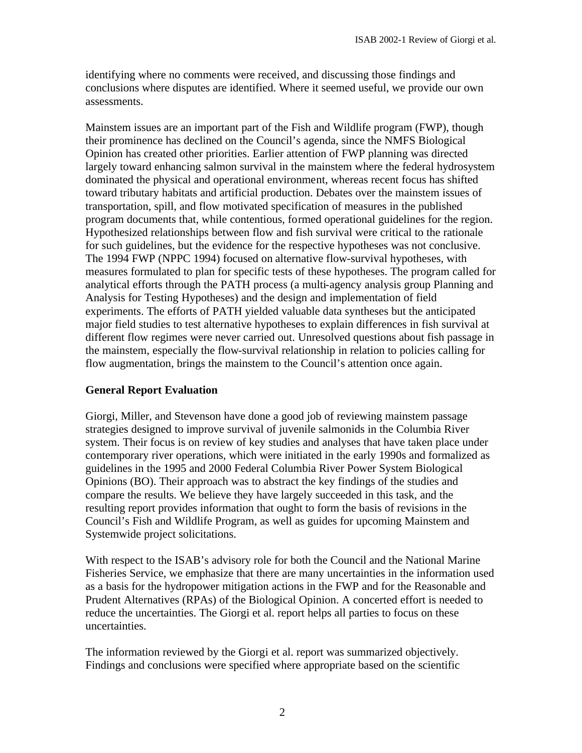identifying where no comments were received, and discussing those findings and conclusions where disputes are identified. Where it seemed useful, we provide our own assessments.

Mainstem issues are an important part of the Fish and Wildlife program (FWP), though their prominence has declined on the Council's agenda, since the NMFS Biological Opinion has created other priorities. Earlier attention of FWP planning was directed largely toward enhancing salmon survival in the mainstem where the federal hydrosystem dominated the physical and operational environment, whereas recent focus has shifted toward tributary habitats and artificial production. Debates over the mainstem issues of transportation, spill, and flow motivated specification of measures in the published program documents that, while contentious, formed operational guidelines for the region. Hypothesized relationships between flow and fish survival were critical to the rationale for such guidelines, but the evidence for the respective hypotheses was not conclusive. The 1994 FWP (NPPC 1994) focused on alternative flow-survival hypotheses, with measures formulated to plan for specific tests of these hypotheses. The program called for analytical efforts through the PATH process (a multi-agency analysis group Planning and Analysis for Testing Hypotheses) and the design and implementation of field experiments. The efforts of PATH yielded valuable data syntheses but the anticipated major field studies to test alternative hypotheses to explain differences in fish survival at different flow regimes were never carried out. Unresolved questions about fish passage in the mainstem, especially the flow-survival relationship in relation to policies calling for flow augmentation, brings the mainstem to the Council's attention once again.

## General Report Evaluation

Giorgi, Miller, and Stevenson have done a good job of reviewing mainstem passage strategies designed to improve survival of juvenile salmonids in the Columbia River system. Their focus is on review of key studies and analyses that have taken place under contemporary river operations, which were initiated in the early 1990s and formalized as guidelines in the 1995 and 2000 Federal Columbia River Power System Biological Opinions (BO). Their approach was to abstract the key findings of the studies and compare the results. We believe they have largely succeeded in this task, and the resulting report provides information that ought to form the basis of revisions in the Council's Fish and Wildlife Program, as well as guides for upcoming Mainstem and Systemwide project solicitations.

With respect to the ISAB's advisory role for both the Council and the National Marine Fisheries Service, we emphasize that there are many uncertainties in the information used as a basis for the hydropower mitigation actions in the FWP and for the Reasonable and Prudent Alternatives (RPAs) of the Biological Opinion. A concerted effort is needed to reduce the uncertainties. The Giorgi et al. report helps all parties to focus on these uncertainties.

The information reviewed by the Giorgi et al. report was summarized objectively. Findings and conclusions were specified where appropriate based on the scientific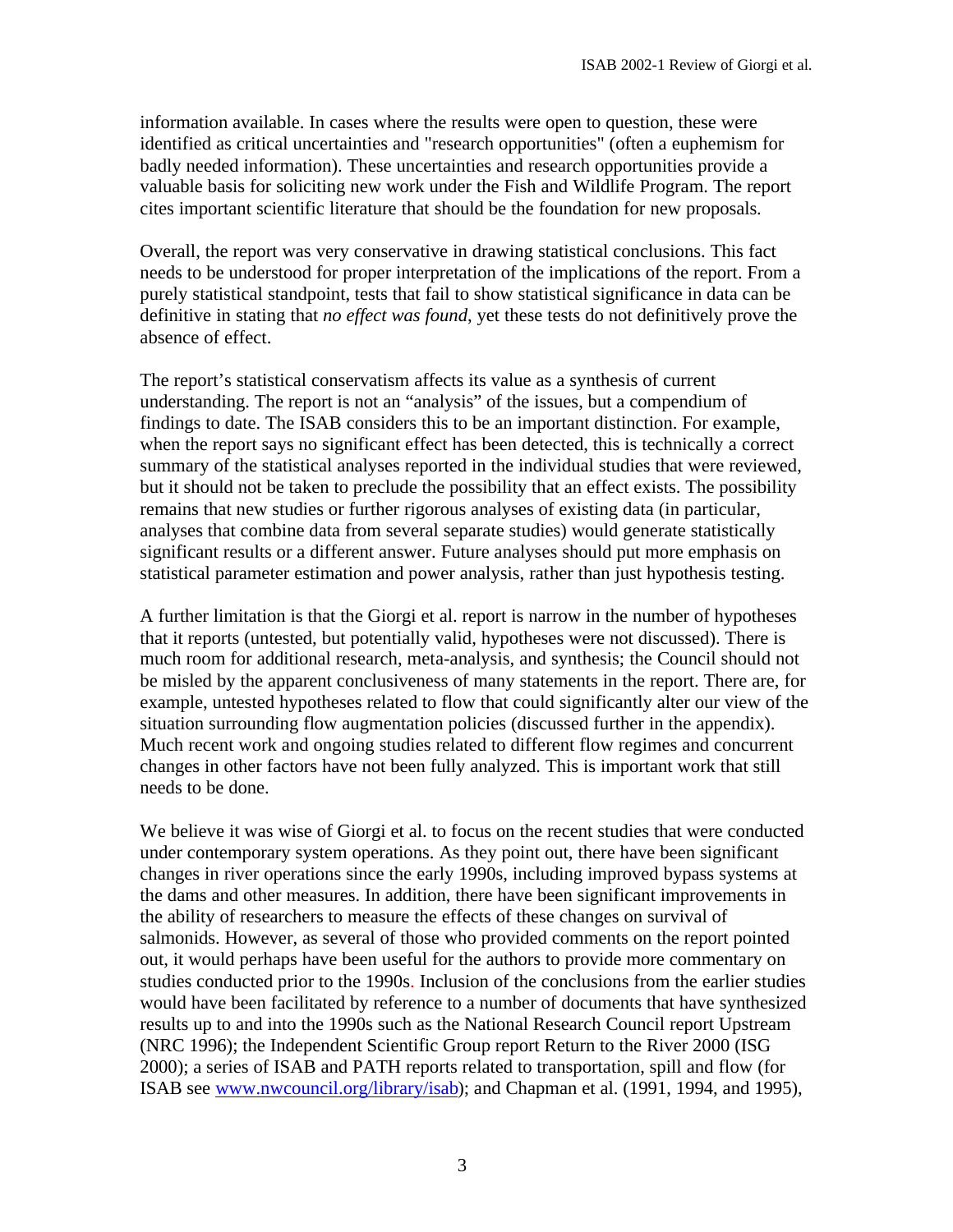information available. In cases where the results were open to question, these were identified as critical uncertainties and "research opportunities" (often a euphemism for badly needed information). These uncertainties and research opportunities provide a valuable basis for soliciting new work under the Fish and Wildlife Program. The report cites important scientific literature that should be the foundation for new proposals.

Overall, the report was very conservative in drawing statistical conclusions. This fact needs to be understood for proper interpretation of the implications of the report. From a purely statistical standpoint, tests that fail to show statistical significance in data can be definitive in stating that *no effect was found*, yet these tests do not definitively prove the absence of effect.

The report's statistical conservatism affects its value as a synthesis of current understanding. The report is not an "analysis" of the issues, but a compendium of findings to date. The ISAB considers this to be an important distinction. For example, when the report says no significant effect has been detected, this is technically a correct summary of the statistical analyses reported in the individual studies that were reviewed, but it should not be taken to preclude the possibility that an effect exists. The possibility remains that new studies or further rigorous analyses of existing data (in particular, analyses that combine data from several separate studies) would generate statistically significant results or a different answer. Future analyses should put more emphasis on statistical parameter estimation and power analysis, rather than just hypothesis testing.

A further limitation is that the Giorgi et al. report is narrow in the number of hypotheses that it reports (untested, but potentially valid, hypotheses were not discussed). There is much room for additional research, meta-analysis, and synthesis; the Council should not be misled by the apparent conclusiveness of many statements in the report. There are, for example, untested hypotheses related to flow that could significantly alter our view of the situation surrounding flow augmentation policies (discussed further in the appendix). Much recent work and ongoing studies related to different flow regimes and concurrent changes in other factors have not been fully analyzed. This is important work that still needs to be done.

We believe it was wise of Giorgi et al. to focus on the recent studies that were conducted under contemporary system operations. As they point out, there have been significant changes in river operations since the early 1990s, including improved bypass systems at the dams and other measures. In addition, there have been significant improvements in the ability of researchers to measure the effects of these changes on survival of salmonids. However, as several of those who provided comments on the report pointed out, it would perhaps have been useful for the authors to provide more commentary on studies conducted prior to the 1990s. Inclusion of the conclusions from the earlier studies would have been facilitated by reference to a number of documents that have synthesized results up to and into the 1990s such as the National Research Council report Upstream (NRC 1996); the Independent Scientific Group report Return to the River 2000 (ISG 2000); a series of ISAB and PATH reports related to transportation, spill and flow (for ISAB see www.nwcouncil.org/library/isab); and Chapman et al. (1991, 1994, and 1995),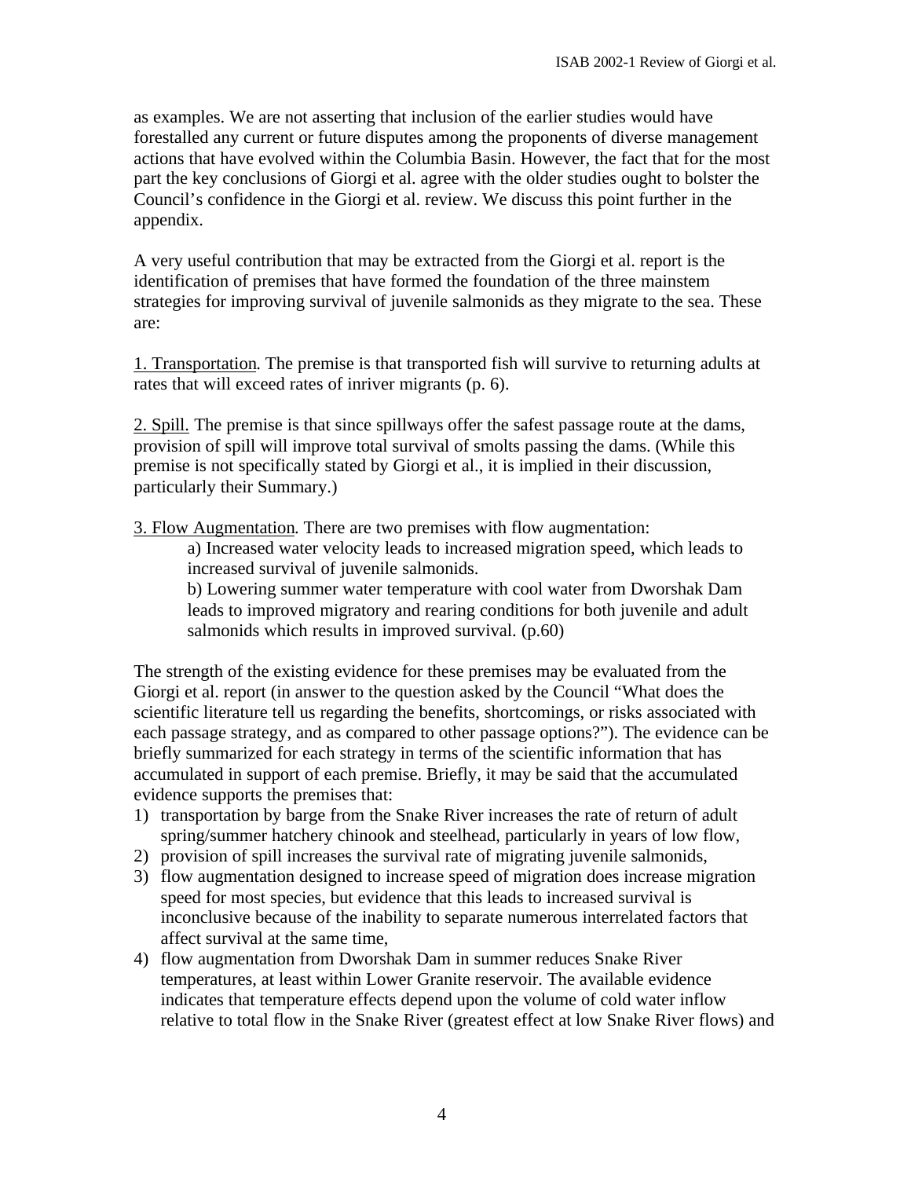as examples. We are not asserting that inclusion of the earlier studies would have forestalled any current or future disputes among the proponents of diverse management actions that have evolved within the Columbia Basin. However, the fact that for the most part the key conclusions of Giorgi et al. agree with the older studies ought to bolster the Council's confidence in the Giorgi et al. review. We discuss this point further in the appendix.

A very useful contribution that may be extracted from the Giorgi et al. report is the identification of premises that have formed the foundation of the three mainstem strategies for improving survival of juvenile salmonids as they migrate to the sea. These are:

<u>1. Transportation</u>. The premise is that transported fish will survive to returning adults at rates that will exceed rates of inriver migrants (p. 6).

<u>2. Spill.</u> The premise is that since spillways offer the safest passage route at the dams, provision of spill will improve total survival of smolts passing the dams. (While this premise is not specifically stated by Giorgi et al., it is implied in their discussion, particularly their Summary.)

<u>3. Flow Augmentation</u>. There are two premises with flow augmentation:

> a) Increased water velocity leads to increased migration speed, which leads to increased survival of juvenile salmonids.
>
> b) Lowering summer water temperature with cool water from Dworshak Dam leads to improved migratory and rearing conditions for both juvenile and adult salmonids which results in improved survival. (p.60)

The strength of the existing evidence for these premises may be evaluated from the Giorgi et al. report (in answer to the question asked by the Council "What does the scientific literature tell us regarding the benefits, shortcomings, or risks associated with each passage strategy, and as compared to other passage options?"). The evidence can be briefly summarized for each strategy in terms of the scientific information that has accumulated in support of each premise. Briefly, it may be said that the accumulated evidence supports the premises that:

1) transportation by barge from the Snake River increases the rate of return of adult spring/summer hatchery chinook and steelhead, particularly in years of low flow,
2) provision of spill increases the survival rate of migrating juvenile salmonids,
3) flow augmentation designed to increase speed of migration does increase migration speed for most species, but evidence that this leads to increased survival is inconclusive because of the inability to separate numerous interrelated factors that affect survival at the same time,
4) flow augmentation from Dworshak Dam in summer reduces Snake River temperatures, at least within Lower Granite reservoir. The available evidence indicates that temperature effects depend upon the volume of cold water inflow relative to total flow in the Snake River (greatest effect at low Snake River flows) and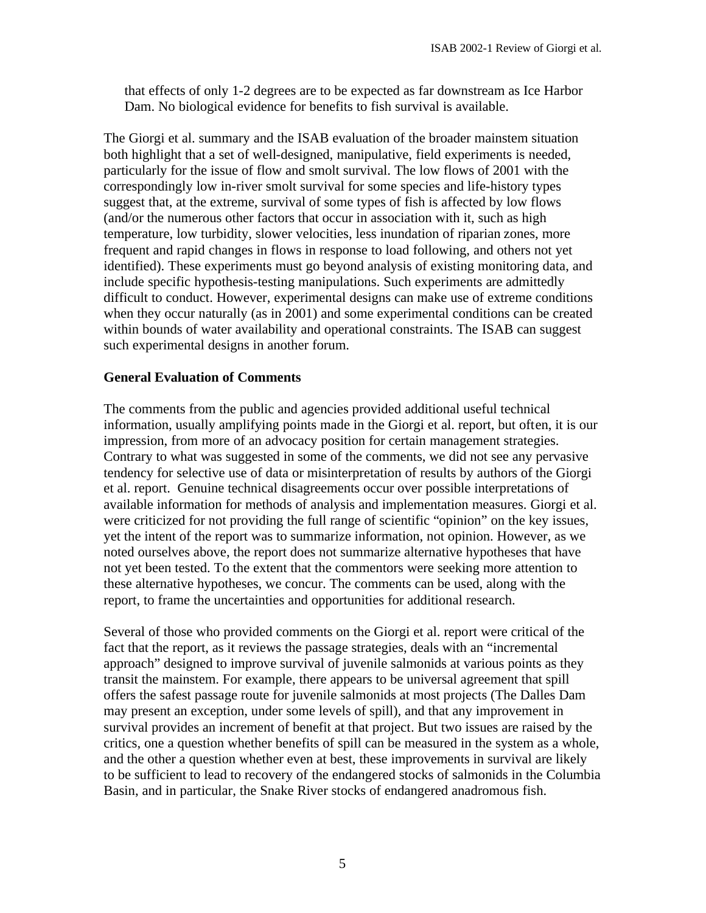that effects of only 1-2 degrees are to be expected as far downstream as Ice Harbor Dam. No biological evidence for benefits to fish survival is available.

The Giorgi et al. summary and the ISAB evaluation of the broader mainstem situation both highlight that a set of well-designed, manipulative, field experiments is needed, particularly for the issue of flow and smolt survival. The low flows of 2001 with the correspondingly low in-river smolt survival for some species and life-history types suggest that, at the extreme, survival of some types of fish is affected by low flows (and/or the numerous other factors that occur in association with it, such as high temperature, low turbidity, slower velocities, less inundation of riparian zones, more frequent and rapid changes in flows in response to load following, and others not yet identified). These experiments must go beyond analysis of existing monitoring data, and include specific hypothesis-testing manipulations. Such experiments are admittedly difficult to conduct. However, experimental designs can make use of extreme conditions when they occur naturally (as in 2001) and some experimental conditions can be created within bounds of water availability and operational constraints. The ISAB can suggest such experimental designs in another forum.

### General Evaluation of Comments

The comments from the public and agencies provided additional useful technical information, usually amplifying points made in the Giorgi et al. report, but often, it is our impression, from more of an advocacy position for certain management strategies. Contrary to what was suggested in some of the comments, we did not see any pervasive tendency for selective use of data or misinterpretation of results by authors of the Giorgi et al. report. Genuine technical disagreements occur over possible interpretations of available information for methods of analysis and implementation measures. Giorgi et al. were criticized for not providing the full range of scientific "opinion" on the key issues, yet the intent of the report was to summarize information, not opinion. However, as we noted ourselves above, the report does not summarize alternative hypotheses that have not yet been tested. To the extent that the commentors were seeking more attention to these alternative hypotheses, we concur. The comments can be used, along with the report, to frame the uncertainties and opportunities for additional research.

Several of those who provided comments on the Giorgi et al. report were critical of the fact that the report, as it reviews the passage strategies, deals with an "incremental approach" designed to improve survival of juvenile salmonids at various points as they transit the mainstem. For example, there appears to be universal agreement that spill offers the safest passage route for juvenile salmonids at most projects (The Dalles Dam may present an exception, under some levels of spill), and that any improvement in survival provides an increment of benefit at that project. But two issues are raised by the critics, one a question whether benefits of spill can be measured in the system as a whole, and the other a question whether even at best, these improvements in survival are likely to be sufficient to lead to recovery of the endangered stocks of salmonids in the Columbia Basin, and in particular, the Snake River stocks of endangered anadromous fish.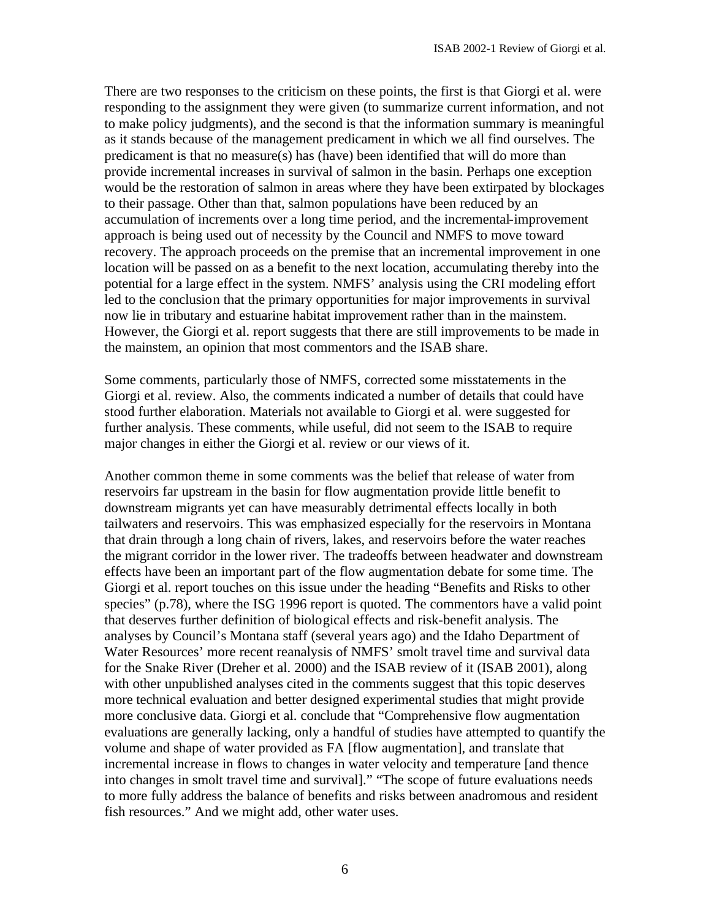There are two responses to the criticism on these points, the first is that Giorgi et al. were responding to the assignment they were given (to summarize current information, and not to make policy judgments), and the second is that the information summary is meaningful as it stands because of the management predicament in which we all find ourselves. The predicament is that no measure(s) has (have) been identified that will do more than provide incremental increases in survival of salmon in the basin. Perhaps one exception would be the restoration of salmon in areas where they have been extirpated by blockages to their passage. Other than that, salmon populations have been reduced by an accumulation of increments over a long time period, and the incremental-improvement approach is being used out of necessity by the Council and NMFS to move toward recovery. The approach proceeds on the premise that an incremental improvement in one location will be passed on as a benefit to the next location, accumulating thereby into the potential for a large effect in the system. NMFS' analysis using the CRI modeling effort led to the conclusion that the primary opportunities for major improvements in survival now lie in tributary and estuarine habitat improvement rather than in the mainstem. However, the Giorgi et al. report suggests that there are still improvements to be made in the mainstem, an opinion that most commentors and the ISAB share.

Some comments, particularly those of NMFS, corrected some misstatements in the Giorgi et al. review. Also, the comments indicated a number of details that could have stood further elaboration. Materials not available to Giorgi et al. were suggested for further analysis. These comments, while useful, did not seem to the ISAB to require major changes in either the Giorgi et al. review or our views of it.

Another common theme in some comments was the belief that release of water from reservoirs far upstream in the basin for flow augmentation provide little benefit to downstream migrants yet can have measurably detrimental effects locally in both tailwaters and reservoirs. This was emphasized especially for the reservoirs in Montana that drain through a long chain of rivers, lakes, and reservoirs before the water reaches the migrant corridor in the lower river. The tradeoffs between headwater and downstream effects have been an important part of the flow augmentation debate for some time. The Giorgi et al. report touches on this issue under the heading "Benefits and Risks to other species" (p.78), where the ISG 1996 report is quoted. The commentors have a valid point that deserves further definition of biological effects and risk-benefit analysis. The analyses by Council's Montana staff (several years ago) and the Idaho Department of Water Resources' more recent reanalysis of NMFS' smolt travel time and survival data for the Snake River (Dreher et al. 2000) and the ISAB review of it (ISAB 2001), along with other unpublished analyses cited in the comments suggest that this topic deserves more technical evaluation and better designed experimental studies that might provide more conclusive data. Giorgi et al. conclude that "Comprehensive flow augmentation evaluations are generally lacking, only a handful of studies have attempted to quantify the volume and shape of water provided as FA [flow augmentation], and translate that incremental increase in flows to changes in water velocity and temperature [and thence into changes in smolt travel time and survival]." "The scope of future evaluations needs to more fully address the balance of benefits and risks between anadromous and resident fish resources." And we might add, other water uses.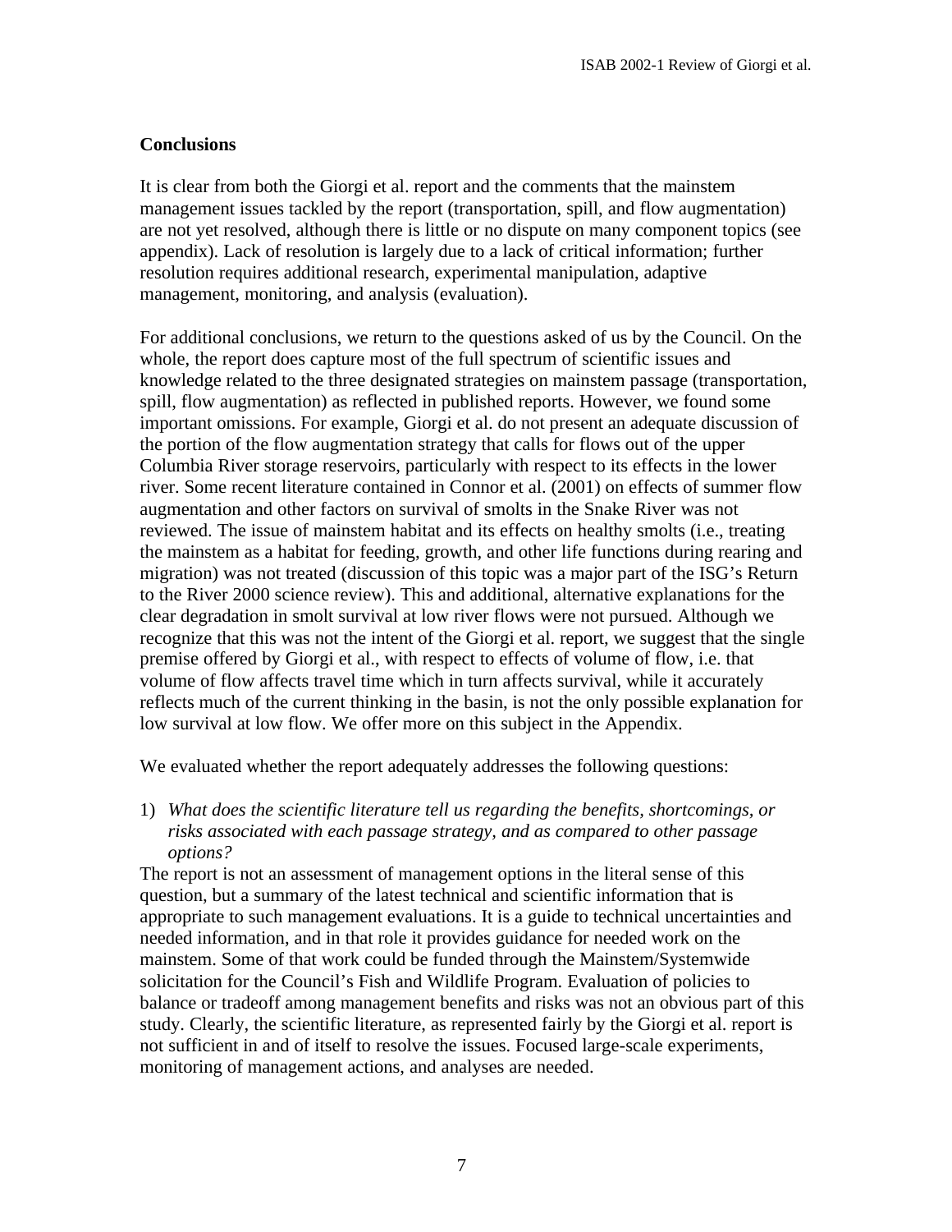## Conclusions

It is clear from both the Giorgi et al. report and the comments that the mainstem management issues tackled by the report (transportation, spill, and flow augmentation) are not yet resolved, although there is little or no dispute on many component topics (see appendix). Lack of resolution is largely due to a lack of critical information; further resolution requires additional research, experimental manipulation, adaptive management, monitoring, and analysis (evaluation).

For additional conclusions, we return to the questions asked of us by the Council. On the whole, the report does capture most of the full spectrum of scientific issues and knowledge related to the three designated strategies on mainstem passage (transportation, spill, flow augmentation) as reflected in published reports. However, we found some important omissions. For example, Giorgi et al. do not present an adequate discussion of the portion of the flow augmentation strategy that calls for flows out of the upper Columbia River storage reservoirs, particularly with respect to its effects in the lower river. Some recent literature contained in Connor et al. (2001) on effects of summer flow augmentation and other factors on survival of smolts in the Snake River was not reviewed. The issue of mainstem habitat and its effects on healthy smolts (i.e., treating the mainstem as a habitat for feeding, growth, and other life functions during rearing and migration) was not treated (discussion of this topic was a major part of the ISG's Return to the River 2000 science review). This and additional, alternative explanations for the clear degradation in smolt survival at low river flows were not pursued. Although we recognize that this was not the intent of the Giorgi et al. report, we suggest that the single premise offered by Giorgi et al., with respect to effects of volume of flow, i.e. that volume of flow affects travel time which in turn affects survival, while it accurately reflects much of the current thinking in the basin, is not the only possible explanation for low survival at low flow. We offer more on this subject in the Appendix.

We evaluated whether the report adequately addresses the following questions:

1) *What does the scientific literature tell us regarding the benefits, shortcomings, or risks associated with each passage strategy, and as compared to other passage options?*

The report is not an assessment of management options in the literal sense of this question, but a summary of the latest technical and scientific information that is appropriate to such management evaluations. It is a guide to technical uncertainties and needed information, and in that role it provides guidance for needed work on the mainstem. Some of that work could be funded through the Mainstem/Systemwide solicitation for the Council's Fish and Wildlife Program. Evaluation of policies to balance or tradeoff among management benefits and risks was not an obvious part of this study. Clearly, the scientific literature, as represented fairly by the Giorgi et al. report is not sufficient in and of itself to resolve the issues. Focused large-scale experiments, monitoring of management actions, and analyses are needed.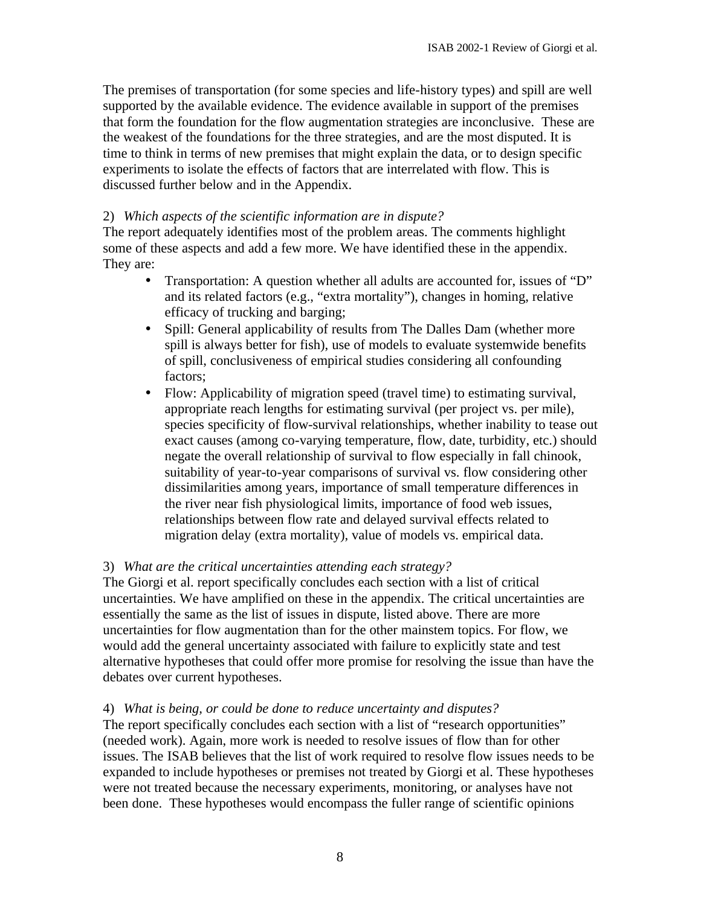The premises of transportation (for some species and life-history types) and spill are well supported by the available evidence. The evidence available in support of the premises that form the foundation for the flow augmentation strategies are inconclusive. These are the weakest of the foundations for the three strategies, and are the most disputed. It is time to think in terms of new premises that might explain the data, or to design specific experiments to isolate the effects of factors that are interrelated with flow. This is discussed further below and in the Appendix.

2) *Which aspects of the scientific information are in dispute?*
The report adequately identifies most of the problem areas. The comments highlight some of these aspects and add a few more. We have identified these in the appendix. They are:

- Transportation: A question whether all adults are accounted for, issues of "D" and its related factors (e.g., "extra mortality"), changes in homing, relative efficacy of trucking and barging;
- Spill: General applicability of results from The Dalles Dam (whether more spill is always better for fish), use of models to evaluate systemwide benefits of spill, conclusiveness of empirical studies considering all confounding factors;
- Flow: Applicability of migration speed (travel time) to estimating survival, appropriate reach lengths for estimating survival (per project vs. per mile), species specificity of flow-survival relationships, whether inability to tease out exact causes (among co-varying temperature, flow, date, turbidity, etc.) should negate the overall relationship of survival to flow especially in fall chinook, suitability of year-to-year comparisons of survival vs. flow considering other dissimilarities among years, importance of small temperature differences in the river near fish physiological limits, importance of food web issues, relationships between flow rate and delayed survival effects related to migration delay (extra mortality), value of models vs. empirical data.

3) *What are the critical uncertainties attending each strategy?*
The Giorgi et al. report specifically concludes each section with a list of critical uncertainties. We have amplified on these in the appendix. The critical uncertainties are essentially the same as the list of issues in dispute, listed above. There are more uncertainties for flow augmentation than for the other mainstem topics. For flow, we would add the general uncertainty associated with failure to explicitly state and test alternative hypotheses that could offer more promise for resolving the issue than have the debates over current hypotheses.

4) *What is being, or could be done to reduce uncertainty and disputes?*
The report specifically concludes each section with a list of "research opportunities" (needed work). Again, more work is needed to resolve issues of flow than for other issues. The ISAB believes that the list of work required to resolve flow issues needs to be expanded to include hypotheses or premises not treated by Giorgi et al. These hypotheses were not treated because the necessary experiments, monitoring, or analyses have not been done. These hypotheses would encompass the fuller range of scientific opinions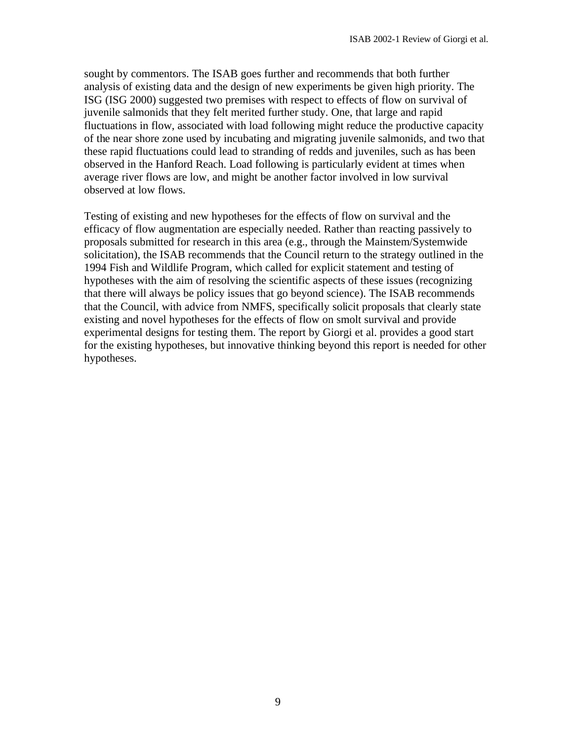sought by commentors. The ISAB goes further and recommends that both further analysis of existing data and the design of new experiments be given high priority. The ISG (ISG 2000) suggested two premises with respect to effects of flow on survival of juvenile salmonids that they felt merited further study. One, that large and rapid fluctuations in flow, associated with load following might reduce the productive capacity of the near shore zone used by incubating and migrating juvenile salmonids, and two that these rapid fluctuations could lead to stranding of redds and juveniles, such as has been observed in the Hanford Reach. Load following is particularly evident at times when average river flows are low, and might be another factor involved in low survival observed at low flows.

Testing of existing and new hypotheses for the effects of flow on survival and the efficacy of flow augmentation are especially needed. Rather than reacting passively to proposals submitted for research in this area (e.g., through the Mainstem/Systemwide solicitation), the ISAB recommends that the Council return to the strategy outlined in the 1994 Fish and Wildlife Program, which called for explicit statement and testing of hypotheses with the aim of resolving the scientific aspects of these issues (recognizing that there will always be policy issues that go beyond science). The ISAB recommends that the Council, with advice from NMFS, specifically solicit proposals that clearly state existing and novel hypotheses for the effects of flow on smolt survival and provide experimental designs for testing them. The report by Giorgi et al. provides a good start for the existing hypotheses, but innovative thinking beyond this report is needed for other hypotheses.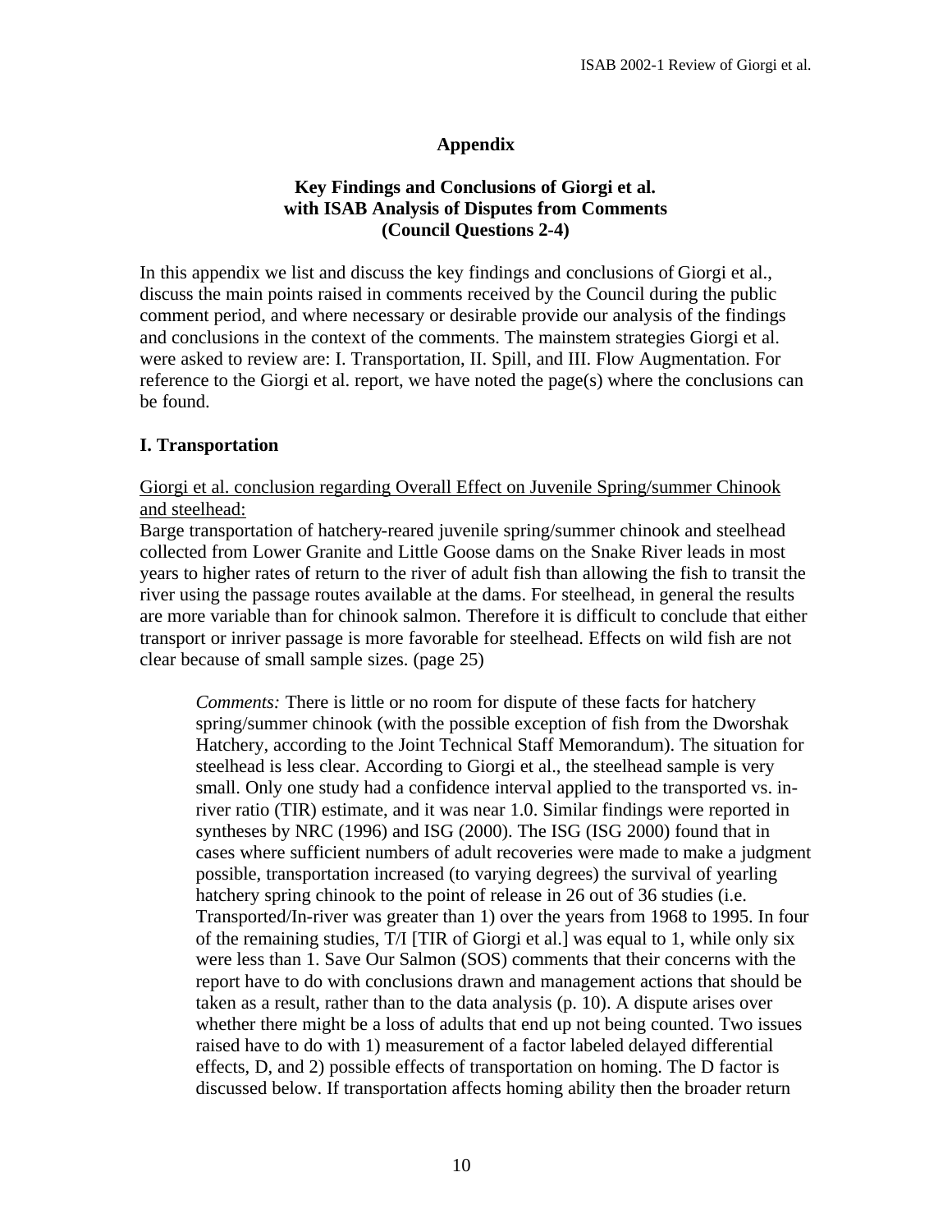## Appendix

### Key Findings and Conclusions of Giorgi et al. with ISAB Analysis of Disputes from Comments (Council Questions 2-4)

In this appendix we list and discuss the key findings and conclusions of Giorgi et al., discuss the main points raised in comments received by the Council during the public comment period, and where necessary or desirable provide our analysis of the findings and conclusions in the context of the comments. The mainstem strategies Giorgi et al. were asked to review are: I. Transportation, II. Spill, and III. Flow Augmentation. For reference to the Giorgi et al. report, we have noted the page(s) where the conclusions can be found.

### I. Transportation

<u>Giorgi et al. conclusion regarding Overall Effect on Juvenile Spring/summer Chinook and steelhead:</u>

Barge transportation of hatchery-reared juvenile spring/summer chinook and steelhead collected from Lower Granite and Little Goose dams on the Snake River leads in most years to higher rates of return to the river of adult fish than allowing the fish to transit the river using the passage routes available at the dams. For steelhead, in general the results are more variable than for chinook salmon. Therefore it is difficult to conclude that either transport or inriver passage is more favorable for steelhead. Effects on wild fish are not clear because of small sample sizes. (page 25)

> *Comments:* There is little or no room for dispute of these facts for hatchery spring/summer chinook (with the possible exception of fish from the Dworshak Hatchery, according to the Joint Technical Staff Memorandum). The situation for steelhead is less clear. According to Giorgi et al., the steelhead sample is very small. Only one study had a confidence interval applied to the transported vs. in-river ratio (TIR) estimate, and it was near 1.0. Similar findings were reported in syntheses by NRC (1996) and ISG (2000). The ISG (ISG 2000) found that in cases where sufficient numbers of adult recoveries were made to make a judgment possible, transportation increased (to varying degrees) the survival of yearling hatchery spring chinook to the point of release in 26 out of 36 studies (i.e. Transported/In-river was greater than 1) over the years from 1968 to 1995. In four of the remaining studies, T/I [TIR of Giorgi et al.] was equal to 1, while only six were less than 1. Save Our Salmon (SOS) comments that their concerns with the report have to do with conclusions drawn and management actions that should be taken as a result, rather than to the data analysis (p. 10). A dispute arises over whether there might be a loss of adults that end up not being counted. Two issues raised have to do with 1) measurement of a factor labeled delayed differential effects, D, and 2) possible effects of transportation on homing. The D factor is discussed below. If transportation affects homing ability then the broader return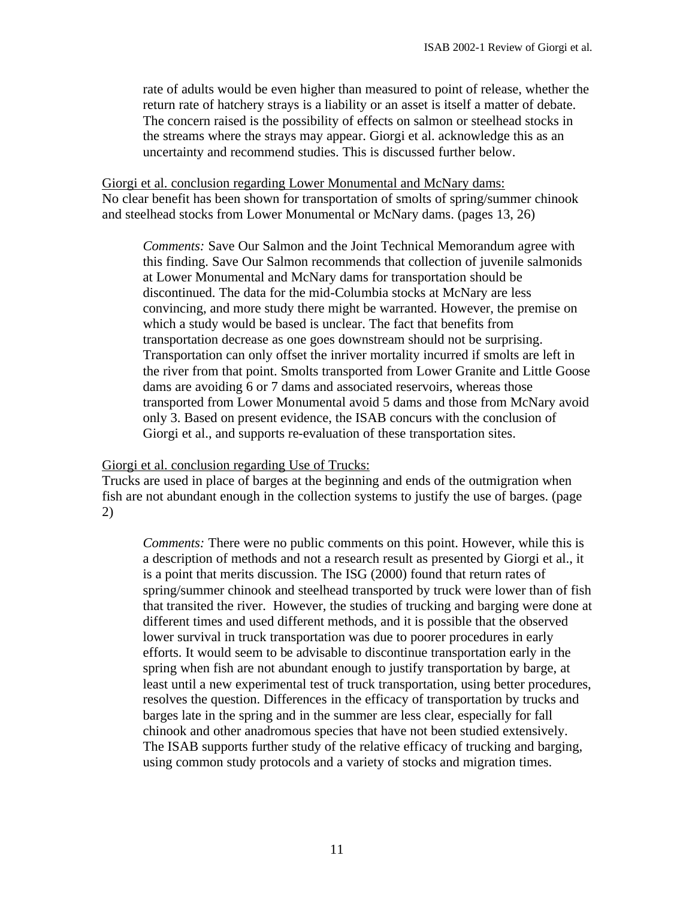rate of adults would be even higher than measured to point of release, whether the return rate of hatchery strays is a liability or an asset is itself a matter of debate. The concern raised is the possibility of effects on salmon or steelhead stocks in the streams where the strays may appear. Giorgi et al. acknowledge this as an uncertainty and recommend studies. This is discussed further below.

<u>Giorgi et al. conclusion regarding Lower Monumental and McNary dams:</u>
No clear benefit has been shown for transportation of smolts of spring/summer chinook and steelhead stocks from Lower Monumental or McNary dams. (pages 13, 26)

> *Comments:* Save Our Salmon and the Joint Technical Memorandum agree with this finding. Save Our Salmon recommends that collection of juvenile salmonids at Lower Monumental and McNary dams for transportation should be discontinued. The data for the mid-Columbia stocks at McNary are less convincing, and more study there might be warranted. However, the premise on which a study would be based is unclear. The fact that benefits from transportation decrease as one goes downstream should not be surprising. Transportation can only offset the inriver mortality incurred if smolts are left in the river from that point. Smolts transported from Lower Granite and Little Goose dams are avoiding 6 or 7 dams and associated reservoirs, whereas those transported from Lower Monumental avoid 5 dams and those from McNary avoid only 3. Based on present evidence, the ISAB concurs with the conclusion of Giorgi et al., and supports re-evaluation of these transportation sites.

<u>Giorgi et al. conclusion regarding Use of Trucks:</u>
Trucks are used in place of barges at the beginning and ends of the outmigration when fish are not abundant enough in the collection systems to justify the use of barges. (page 2)

> *Comments:* There were no public comments on this point. However, while this is a description of methods and not a research result as presented by Giorgi et al., it is a point that merits discussion. The ISG (2000) found that return rates of spring/summer chinook and steelhead transported by truck were lower than of fish that transited the river. However, the studies of trucking and barging were done at different times and used different methods, and it is possible that the observed lower survival in truck transportation was due to poorer procedures in early efforts. It would seem to be advisable to discontinue transportation early in the spring when fish are not abundant enough to justify transportation by barge, at least until a new experimental test of truck transportation, using better procedures, resolves the question. Differences in the efficacy of transportation by trucks and barges late in the spring and in the summer are less clear, especially for fall chinook and other anadromous species that have not been studied extensively. The ISAB supports further study of the relative efficacy of trucking and barging, using common study protocols and a variety of stocks and migration times.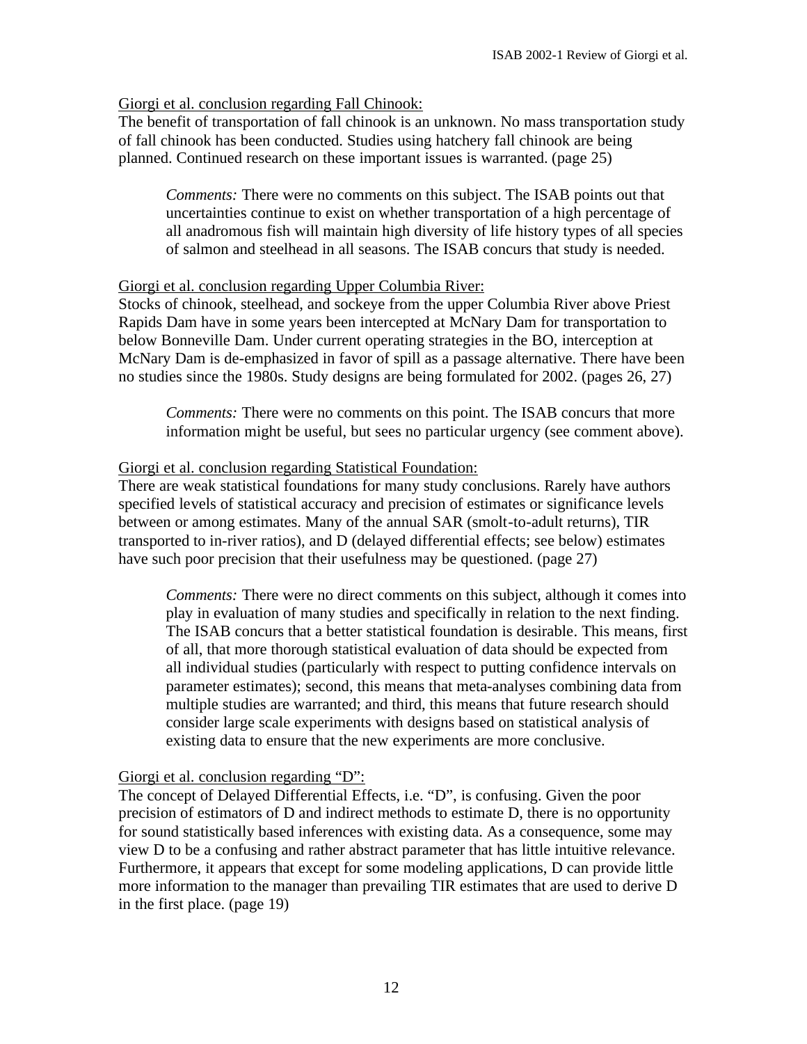Giorgi et al. conclusion regarding Fall Chinook:

The benefit of transportation of fall chinook is an unknown. No mass transportation study of fall chinook has been conducted. Studies using hatchery fall chinook are being planned. Continued research on these important issues is warranted. (page 25)

> *Comments:* There were no comments on this subject. The ISAB points out that uncertainties continue to exist on whether transportation of a high percentage of all anadromous fish will maintain high diversity of life history types of all species of salmon and steelhead in all seasons. The ISAB concurs that study is needed.

Giorgi et al. conclusion regarding Upper Columbia River:

Stocks of chinook, steelhead, and sockeye from the upper Columbia River above Priest Rapids Dam have in some years been intercepted at McNary Dam for transportation to below Bonneville Dam. Under current operating strategies in the BO, interception at McNary Dam is de-emphasized in favor of spill as a passage alternative. There have been no studies since the 1980s. Study designs are being formulated for 2002. (pages 26, 27)

> *Comments:* There were no comments on this point. The ISAB concurs that more information might be useful, but sees no particular urgency (see comment above).

Giorgi et al. conclusion regarding Statistical Foundation:

There are weak statistical foundations for many study conclusions. Rarely have authors specified levels of statistical accuracy and precision of estimates or significance levels between or among estimates. Many of the annual SAR (smolt-to-adult returns), TIR transported to in-river ratios), and D (delayed differential effects; see below) estimates have such poor precision that their usefulness may be questioned. (page 27)

> *Comments:* There were no direct comments on this subject, although it comes into play in evaluation of many studies and specifically in relation to the next finding. The ISAB concurs that a better statistical foundation is desirable. This means, first of all, that more thorough statistical evaluation of data should be expected from all individual studies (particularly with respect to putting confidence intervals on parameter estimates); second, this means that meta-analyses combining data from multiple studies are warranted; and third, this means that future research should consider large scale experiments with designs based on statistical analysis of existing data to ensure that the new experiments are more conclusive.

Giorgi et al. conclusion regarding "D":

The concept of Delayed Differential Effects, i.e. "D", is confusing. Given the poor precision of estimators of D and indirect methods to estimate D, there is no opportunity for sound statistically based inferences with existing data. As a consequence, some may view D to be a confusing and rather abstract parameter that has little intuitive relevance. Furthermore, it appears that except for some modeling applications, D can provide little more information to the manager than prevailing TIR estimates that are used to derive D in the first place. (page 19)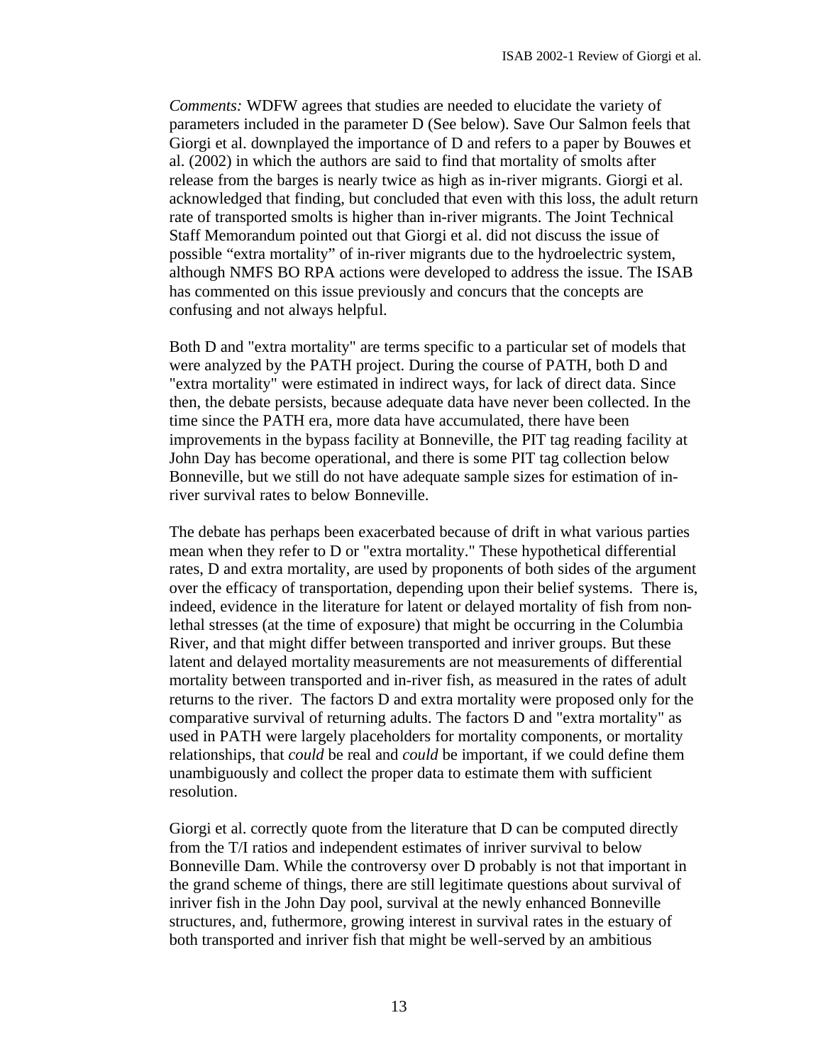*Comments:* WDFW agrees that studies are needed to elucidate the variety of parameters included in the parameter D (See below). Save Our Salmon feels that Giorgi et al. downplayed the importance of D and refers to a paper by Bouwes et al. (2002) in which the authors are said to find that mortality of smolts after release from the barges is nearly twice as high as in-river migrants. Giorgi et al. acknowledged that finding, but concluded that even with this loss, the adult return rate of transported smolts is higher than in-river migrants. The Joint Technical Staff Memorandum pointed out that Giorgi et al. did not discuss the issue of possible "extra mortality" of in-river migrants due to the hydroelectric system, although NMFS BO RPA actions were developed to address the issue. The ISAB has commented on this issue previously and concurs that the concepts are confusing and not always helpful.

Both D and "extra mortality" are terms specific to a particular set of models that were analyzed by the PATH project. During the course of PATH, both D and "extra mortality" were estimated in indirect ways, for lack of direct data. Since then, the debate persists, because adequate data have never been collected. In the time since the PATH era, more data have accumulated, there have been improvements in the bypass facility at Bonneville, the PIT tag reading facility at John Day has become operational, and there is some PIT tag collection below Bonneville, but we still do not have adequate sample sizes for estimation of in-river survival rates to below Bonneville.

The debate has perhaps been exacerbated because of drift in what various parties mean when they refer to D or "extra mortality." These hypothetical differential rates, D and extra mortality, are used by proponents of both sides of the argument over the efficacy of transportation, depending upon their belief systems. There is, indeed, evidence in the literature for latent or delayed mortality of fish from non-lethal stresses (at the time of exposure) that might be occurring in the Columbia River, and that might differ between transported and inriver groups. But these latent and delayed mortality measurements are not measurements of differential mortality between transported and in-river fish, as measured in the rates of adult returns to the river. The factors D and extra mortality were proposed only for the comparative survival of returning adults. The factors D and "extra mortality" as used in PATH were largely placeholders for mortality components, or mortality relationships, that *could* be real and *could* be important, if we could define them unambiguously and collect the proper data to estimate them with sufficient resolution.

Giorgi et al. correctly quote from the literature that D can be computed directly from the T/I ratios and independent estimates of inriver survival to below Bonneville Dam. While the controversy over D probably is not that important in the grand scheme of things, there are still legitimate questions about survival of inriver fish in the John Day pool, survival at the newly enhanced Bonneville structures, and, futhermore, growing interest in survival rates in the estuary of both transported and inriver fish that might be well-served by an ambitious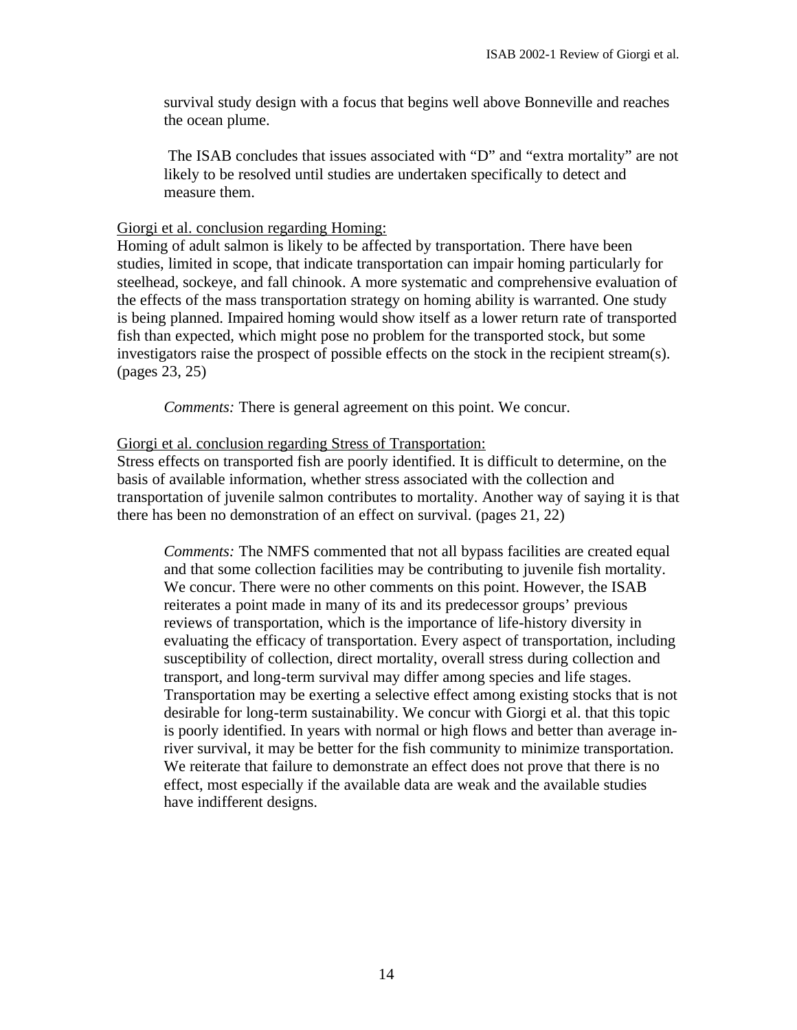survival study design with a focus that begins well above Bonneville and reaches the ocean plume.

The ISAB concludes that issues associated with "D" and "extra mortality" are not likely to be resolved until studies are undertaken specifically to detect and measure them.

<u>Giorgi et al. conclusion regarding Homing:</u>
Homing of adult salmon is likely to be affected by transportation. There have been studies, limited in scope, that indicate transportation can impair homing particularly for steelhead, sockeye, and fall chinook. A more systematic and comprehensive evaluation of the effects of the mass transportation strategy on homing ability is warranted. One study is being planned. Impaired homing would show itself as a lower return rate of transported fish than expected, which might pose no problem for the transported stock, but some investigators raise the prospect of possible effects on the stock in the recipient stream(s). (pages 23, 25)

*Comments:* There is general agreement on this point. We concur.

<u>Giorgi et al. conclusion regarding Stress of Transportation:</u>
Stress effects on transported fish are poorly identified. It is difficult to determine, on the basis of available information, whether stress associated with the collection and transportation of juvenile salmon contributes to mortality. Another way of saying it is that there has been no demonstration of an effect on survival. (pages 21, 22)

*Comments:* The NMFS commented that not all bypass facilities are created equal and that some collection facilities may be contributing to juvenile fish mortality. We concur. There were no other comments on this point. However, the ISAB reiterates a point made in many of its and its predecessor groups' previous reviews of transportation, which is the importance of life-history diversity in evaluating the efficacy of transportation. Every aspect of transportation, including susceptibility of collection, direct mortality, overall stress during collection and transport, and long-term survival may differ among species and life stages. Transportation may be exerting a selective effect among existing stocks that is not desirable for long-term sustainability. We concur with Giorgi et al. that this topic is poorly identified. In years with normal or high flows and better than average in-river survival, it may be better for the fish community to minimize transportation. We reiterate that failure to demonstrate an effect does not prove that there is no effect, most especially if the available data are weak and the available studies have indifferent designs.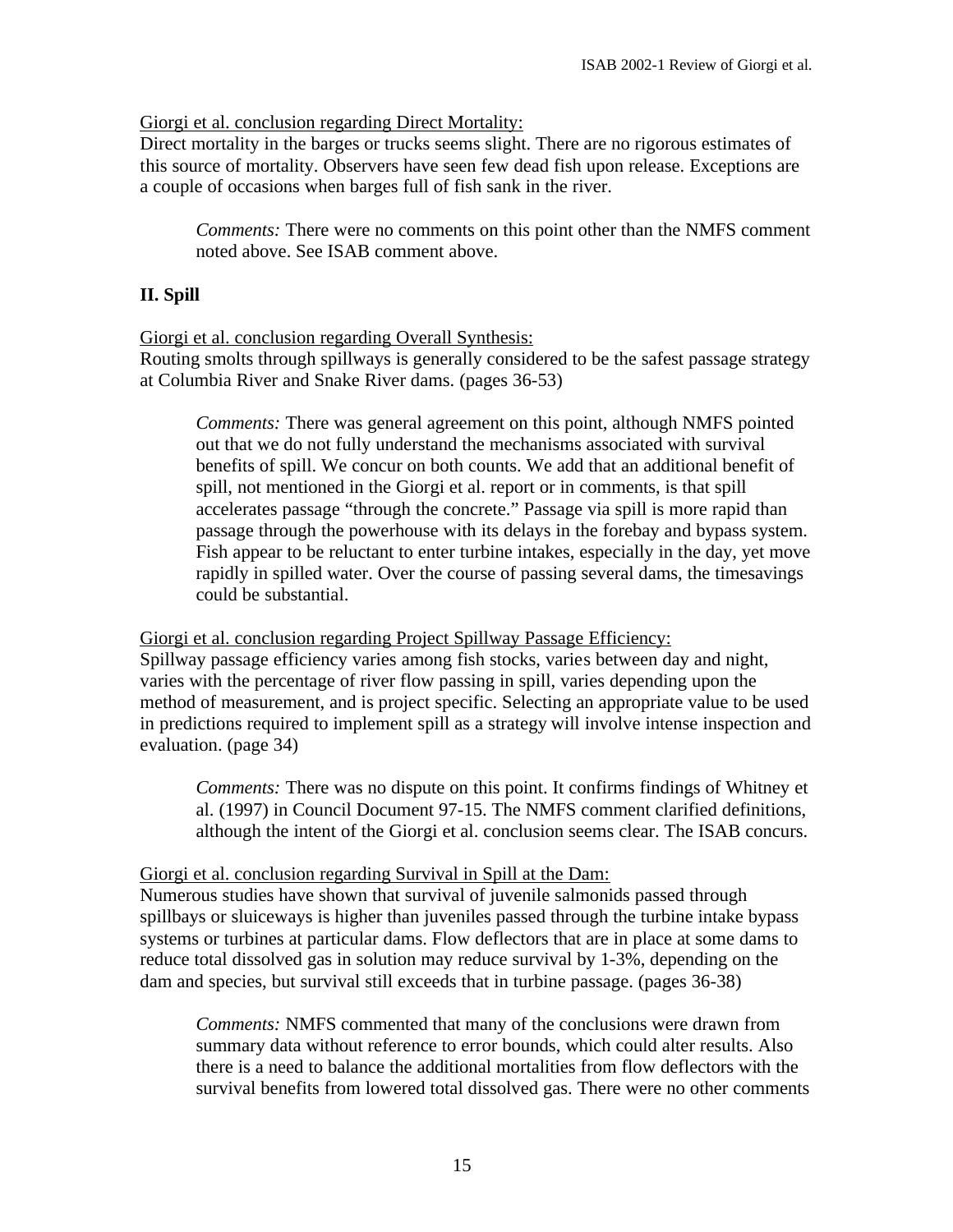Giorgi et al. conclusion regarding Direct Mortality:
Direct mortality in the barges or trucks seems slight. There are no rigorous estimates of this source of mortality. Observers have seen few dead fish upon release. Exceptions are a couple of occasions when barges full of fish sank in the river.

> *Comments:* There were no comments on this point other than the NMFS comment noted above. See ISAB comment above.

## II. Spill

Giorgi et al. conclusion regarding Overall Synthesis:
Routing smolts through spillways is generally considered to be the safest passage strategy at Columbia River and Snake River dams. (pages 36-53)

> *Comments:* There was general agreement on this point, although NMFS pointed out that we do not fully understand the mechanisms associated with survival benefits of spill. We concur on both counts. We add that an additional benefit of spill, not mentioned in the Giorgi et al. report or in comments, is that spill accelerates passage "through the concrete." Passage via spill is more rapid than passage through the powerhouse with its delays in the forebay and bypass system. Fish appear to be reluctant to enter turbine intakes, especially in the day, yet move rapidly in spilled water. Over the course of passing several dams, the timesavings could be substantial.

Giorgi et al. conclusion regarding Project Spillway Passage Efficiency:
Spillway passage efficiency varies among fish stocks, varies between day and night, varies with the percentage of river flow passing in spill, varies depending upon the method of measurement, and is project specific. Selecting an appropriate value to be used in predictions required to implement spill as a strategy will involve intense inspection and evaluation. (page 34)

> *Comments:* There was no dispute on this point. It confirms findings of Whitney et al. (1997) in Council Document 97-15. The NMFS comment clarified definitions, although the intent of the Giorgi et al. conclusion seems clear. The ISAB concurs.

Giorgi et al. conclusion regarding Survival in Spill at the Dam:
Numerous studies have shown that survival of juvenile salmonids passed through spillbays or sluiceways is higher than juveniles passed through the turbine intake bypass systems or turbines at particular dams. Flow deflectors that are in place at some dams to reduce total dissolved gas in solution may reduce survival by 1-3%, depending on the dam and species, but survival still exceeds that in turbine passage. (pages 36-38)

> *Comments:* NMFS commented that many of the conclusions were drawn from summary data without reference to error bounds, which could alter results. Also there is a need to balance the additional mortalities from flow deflectors with the survival benefits from lowered total dissolved gas. There were no other comments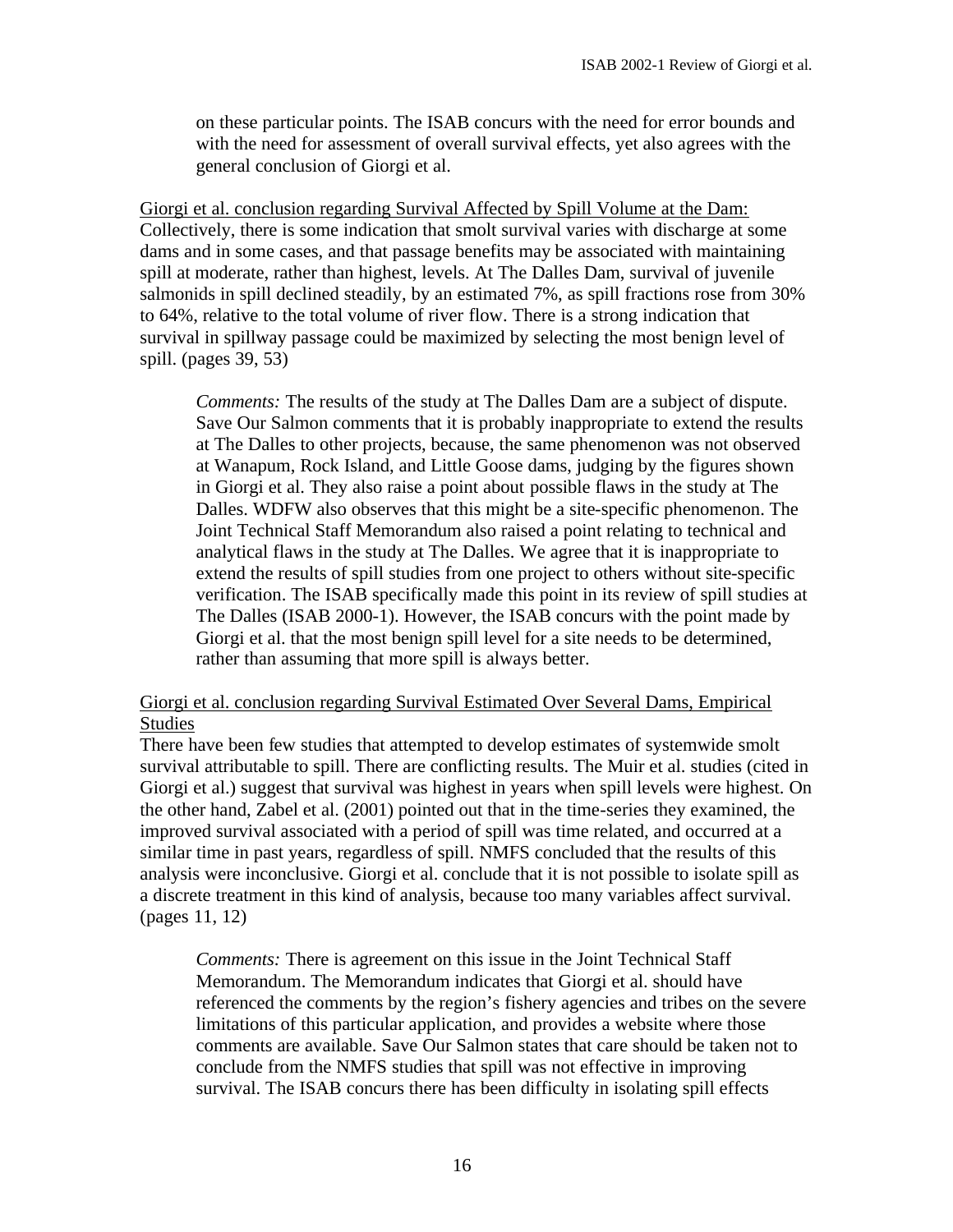on these particular points. The ISAB concurs with the need for error bounds and with the need for assessment of overall survival effects, yet also agrees with the general conclusion of Giorgi et al.

<u>Giorgi et al. conclusion regarding Survival Affected by Spill Volume at the Dam:</u>
Collectively, there is some indication that smolt survival varies with discharge at some dams and in some cases, and that passage benefits may be associated with maintaining spill at moderate, rather than highest, levels. At The Dalles Dam, survival of juvenile salmonids in spill declined steadily, by an estimated 7%, as spill fractions rose from 30% to 64%, relative to the total volume of river flow. There is a strong indication that survival in spillway passage could be maximized by selecting the most benign level of spill. (pages 39, 53)

> *Comments:* The results of the study at The Dalles Dam are a subject of dispute. Save Our Salmon comments that it is probably inappropriate to extend the results at The Dalles to other projects, because, the same phenomenon was not observed at Wanapum, Rock Island, and Little Goose dams, judging by the figures shown in Giorgi et al. They also raise a point about possible flaws in the study at The Dalles. WDFW also observes that this might be a site-specific phenomenon. The Joint Technical Staff Memorandum also raised a point relating to technical and analytical flaws in the study at The Dalles. We agree that it is inappropriate to extend the results of spill studies from one project to others without site-specific verification. The ISAB specifically made this point in its review of spill studies at The Dalles (ISAB 2000-1). However, the ISAB concurs with the point made by Giorgi et al. that the most benign spill level for a site needs to be determined, rather than assuming that more spill is always better.

<u>Giorgi et al. conclusion regarding Survival Estimated Over Several Dams, Empirical Studies</u>
There have been few studies that attempted to develop estimates of systemwide smolt survival attributable to spill. There are conflicting results. The Muir et al. studies (cited in Giorgi et al.) suggest that survival was highest in years when spill levels were highest. On the other hand, Zabel et al. (2001) pointed out that in the time-series they examined, the improved survival associated with a period of spill was time related, and occurred at a similar time in past years, regardless of spill. NMFS concluded that the results of this analysis were inconclusive. Giorgi et al. conclude that it is not possible to isolate spill as a discrete treatment in this kind of analysis, because too many variables affect survival. (pages 11, 12)

> *Comments:* There is agreement on this issue in the Joint Technical Staff Memorandum. The Memorandum indicates that Giorgi et al. should have referenced the comments by the region's fishery agencies and tribes on the severe limitations of this particular application, and provides a website where those comments are available. Save Our Salmon states that care should be taken not to conclude from the NMFS studies that spill was not effective in improving survival. The ISAB concurs there has been difficulty in isolating spill effects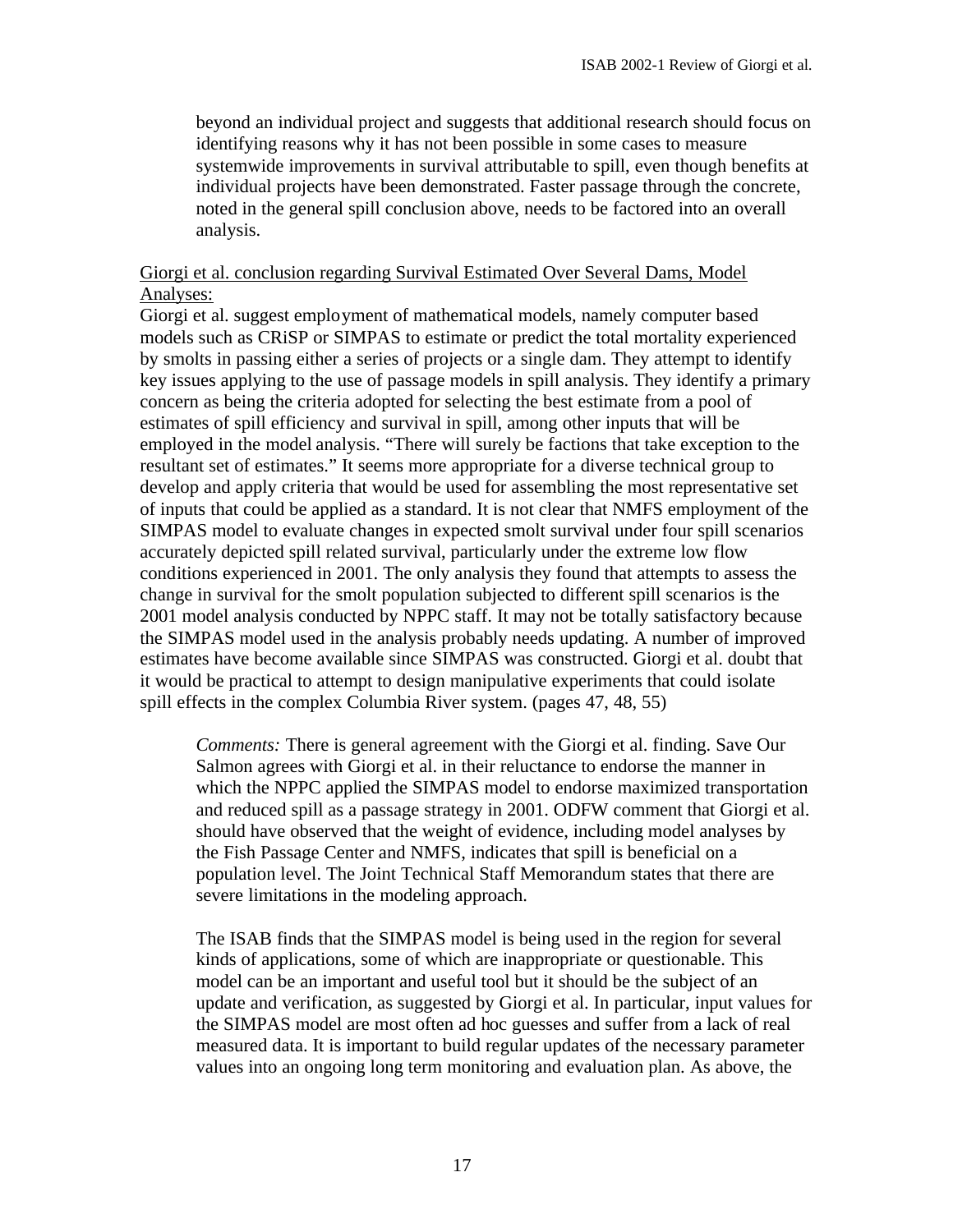beyond an individual project and suggests that additional research should focus on identifying reasons why it has not been possible in some cases to measure systemwide improvements in survival attributable to spill, even though benefits at individual projects have been demonstrated. Faster passage through the concrete, noted in the general spill conclusion above, needs to be factored into an overall analysis.

Giorgi et al. conclusion regarding Survival Estimated Over Several Dams, Model Analyses:

Giorgi et al. suggest employment of mathematical models, namely computer based models such as CRiSP or SIMPAS to estimate or predict the total mortality experienced by smolts in passing either a series of projects or a single dam. They attempt to identify key issues applying to the use of passage models in spill analysis. They identify a primary concern as being the criteria adopted for selecting the best estimate from a pool of estimates of spill efficiency and survival in spill, among other inputs that will be employed in the model analysis. "There will surely be factions that take exception to the resultant set of estimates." It seems more appropriate for a diverse technical group to develop and apply criteria that would be used for assembling the most representative set of inputs that could be applied as a standard. It is not clear that NMFS employment of the SIMPAS model to evaluate changes in expected smolt survival under four spill scenarios accurately depicted spill related survival, particularly under the extreme low flow conditions experienced in 2001. The only analysis they found that attempts to assess the change in survival for the smolt population subjected to different spill scenarios is the 2001 model analysis conducted by NPPC staff. It may not be totally satisfactory because the SIMPAS model used in the analysis probably needs updating. A number of improved estimates have become available since SIMPAS was constructed. Giorgi et al. doubt that it would be practical to attempt to design manipulative experiments that could isolate spill effects in the complex Columbia River system. (pages 47, 48, 55)

*Comments:* There is general agreement with the Giorgi et al. finding. Save Our Salmon agrees with Giorgi et al. in their reluctance to endorse the manner in which the NPPC applied the SIMPAS model to endorse maximized transportation and reduced spill as a passage strategy in 2001. ODFW comment that Giorgi et al. should have observed that the weight of evidence, including model analyses by the Fish Passage Center and NMFS, indicates that spill is beneficial on a population level. The Joint Technical Staff Memorandum states that there are severe limitations in the modeling approach.

The ISAB finds that the SIMPAS model is being used in the region for several kinds of applications, some of which are inappropriate or questionable. This model can be an important and useful tool but it should be the subject of an update and verification, as suggested by Giorgi et al. In particular, input values for the SIMPAS model are most often ad hoc guesses and suffer from a lack of real measured data. It is important to build regular updates of the necessary parameter values into an ongoing long term monitoring and evaluation plan. As above, the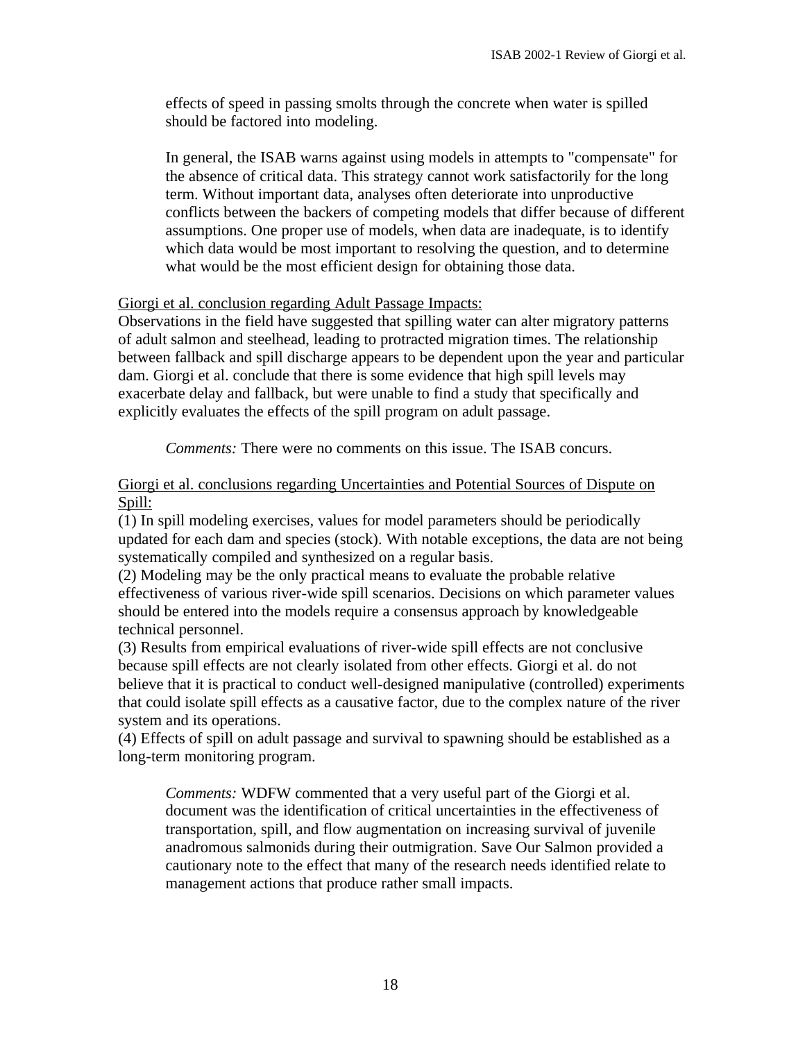effects of speed in passing smolts through the concrete when water is spilled should be factored into modeling.

In general, the ISAB warns against using models in attempts to "compensate" for the absence of critical data. This strategy cannot work satisfactorily for the long term. Without important data, analyses often deteriorate into unproductive conflicts between the backers of competing models that differ because of different assumptions. One proper use of models, when data are inadequate, is to identify which data would be most important to resolving the question, and to determine what would be the most efficient design for obtaining those data.

Giorgi et al. conclusion regarding Adult Passage Impacts:

Observations in the field have suggested that spilling water can alter migratory patterns of adult salmon and steelhead, leading to protracted migration times. The relationship between fallback and spill discharge appears to be dependent upon the year and particular dam. Giorgi et al. conclude that there is some evidence that high spill levels may exacerbate delay and fallback, but were unable to find a study that specifically and explicitly evaluates the effects of the spill program on adult passage.

*Comments:* There were no comments on this issue. The ISAB concurs.

Giorgi et al. conclusions regarding Uncertainties and Potential Sources of Dispute on Spill:

(1) In spill modeling exercises, values for model parameters should be periodically updated for each dam and species (stock). With notable exceptions, the data are not being systematically compiled and synthesized on a regular basis.
(2) Modeling may be the only practical means to evaluate the probable relative effectiveness of various river-wide spill scenarios. Decisions on which parameter values should be entered into the models require a consensus approach by knowledgeable technical personnel.
(3) Results from empirical evaluations of river-wide spill effects are not conclusive because spill effects are not clearly isolated from other effects. Giorgi et al. do not believe that it is practical to conduct well-designed manipulative (controlled) experiments that could isolate spill effects as a causative factor, due to the complex nature of the river system and its operations.
(4) Effects of spill on adult passage and survival to spawning should be established as a long-term monitoring program.

*Comments:* WDFW commented that a very useful part of the Giorgi et al. document was the identification of critical uncertainties in the effectiveness of transportation, spill, and flow augmentation on increasing survival of juvenile anadromous salmonids during their outmigration. Save Our Salmon provided a cautionary note to the effect that many of the research needs identified relate to management actions that produce rather small impacts.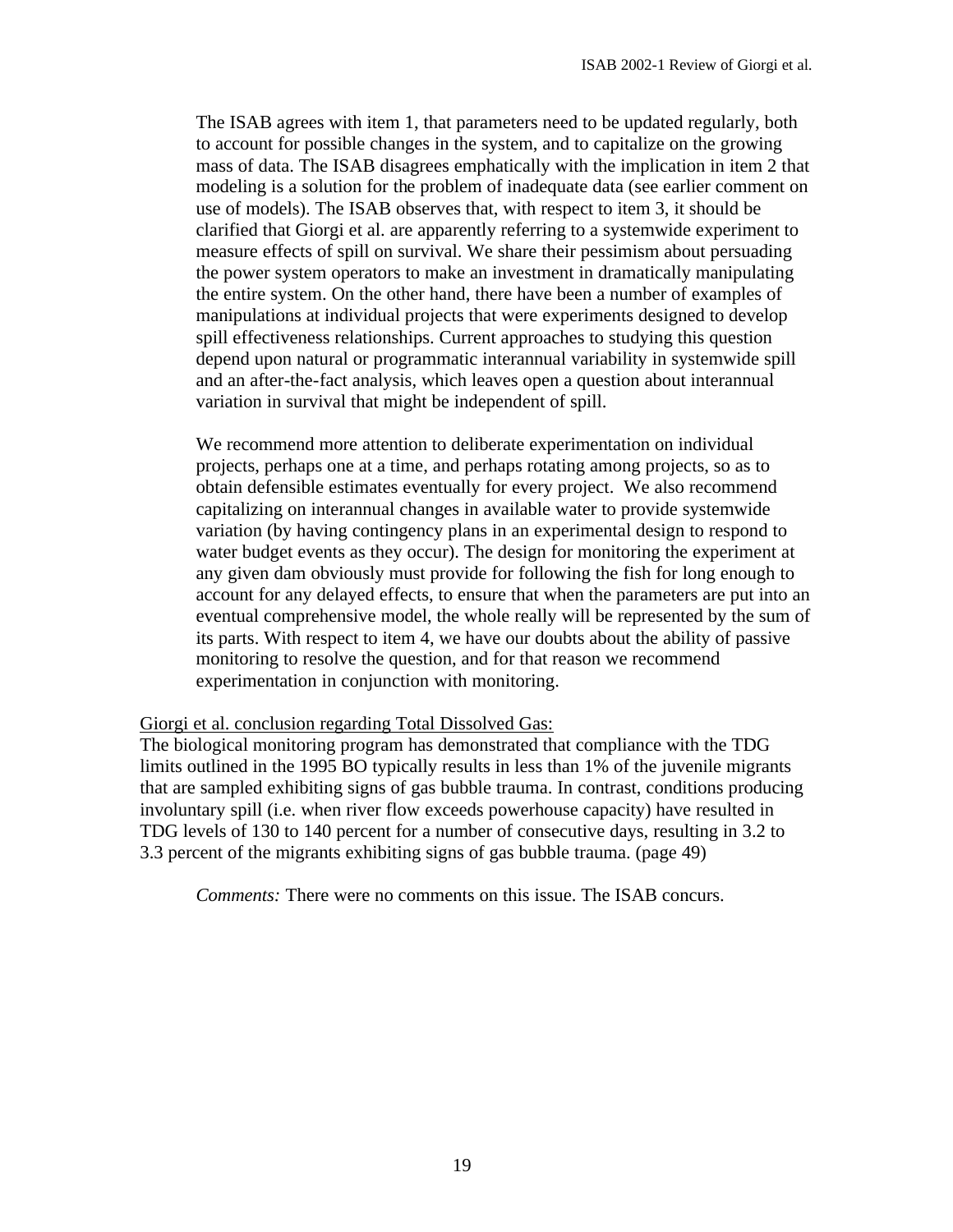The ISAB agrees with item 1, that parameters need to be updated regularly, both to account for possible changes in the system, and to capitalize on the growing mass of data. The ISAB disagrees emphatically with the implication in item 2 that modeling is a solution for the problem of inadequate data (see earlier comment on use of models). The ISAB observes that, with respect to item 3, it should be clarified that Giorgi et al. are apparently referring to a systemwide experiment to measure effects of spill on survival. We share their pessimism about persuading the power system operators to make an investment in dramatically manipulating the entire system. On the other hand, there have been a number of examples of manipulations at individual projects that were experiments designed to develop spill effectiveness relationships. Current approaches to studying this question depend upon natural or programmatic interannual variability in systemwide spill and an after-the-fact analysis, which leaves open a question about interannual variation in survival that might be independent of spill.

We recommend more attention to deliberate experimentation on individual projects, perhaps one at a time, and perhaps rotating among projects, so as to obtain defensible estimates eventually for every project. We also recommend capitalizing on interannual changes in available water to provide systemwide variation (by having contingency plans in an experimental design to respond to water budget events as they occur). The design for monitoring the experiment at any given dam obviously must provide for following the fish for long enough to account for any delayed effects, to ensure that when the parameters are put into an eventual comprehensive model, the whole really will be represented by the sum of its parts. With respect to item 4, we have our doubts about the ability of passive monitoring to resolve the question, and for that reason we recommend experimentation in conjunction with monitoring.

<u>Giorgi et al. conclusion regarding Total Dissolved Gas:</u>

The biological monitoring program has demonstrated that compliance with the TDG limits outlined in the 1995 BO typically results in less than 1% of the juvenile migrants that are sampled exhibiting signs of gas bubble trauma. In contrast, conditions producing involuntary spill (i.e. when river flow exceeds powerhouse capacity) have resulted in TDG levels of 130 to 140 percent for a number of consecutive days, resulting in 3.2 to 3.3 percent of the migrants exhibiting signs of gas bubble trauma. (page 49)

*Comments:* There were no comments on this issue. The ISAB concurs.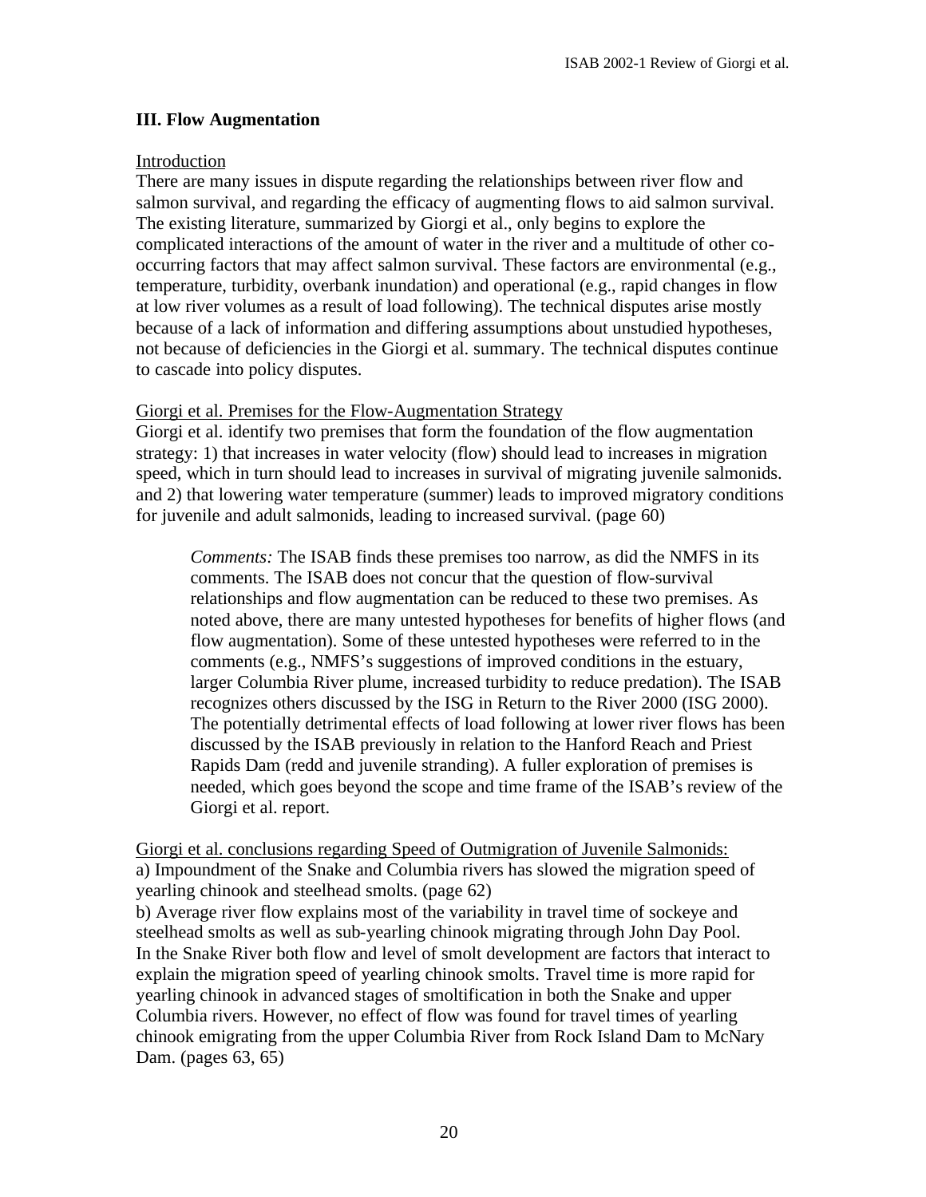### III. Flow Augmentation

Introduction

There are many issues in dispute regarding the relationships between river flow and salmon survival, and regarding the efficacy of augmenting flows to aid salmon survival. The existing literature, summarized by Giorgi et al., only begins to explore the complicated interactions of the amount of water in the river and a multitude of other co-occurring factors that may affect salmon survival. These factors are environmental (e.g., temperature, turbidity, overbank inundation) and operational (e.g., rapid changes in flow at low river volumes as a result of load following). The technical disputes arise mostly because of a lack of information and differing assumptions about unstudied hypotheses, not because of deficiencies in the Giorgi et al. summary. The technical disputes continue to cascade into policy disputes.

Giorgi et al. Premises for the Flow-Augmentation Strategy

Giorgi et al. identify two premises that form the foundation of the flow augmentation strategy: 1) that increases in water velocity (flow) should lead to increases in migration speed, which in turn should lead to increases in survival of migrating juvenile salmonids. and 2) that lowering water temperature (summer) leads to improved migratory conditions for juvenile and adult salmonids, leading to increased survival. (page 60)

> *Comments:* The ISAB finds these premises too narrow, as did the NMFS in its comments. The ISAB does not concur that the question of flow-survival relationships and flow augmentation can be reduced to these two premises. As noted above, there are many untested hypotheses for benefits of higher flows (and flow augmentation). Some of these untested hypotheses were referred to in the comments (e.g., NMFS's suggestions of improved conditions in the estuary, larger Columbia River plume, increased turbidity to reduce predation). The ISAB recognizes others discussed by the ISG in Return to the River 2000 (ISG 2000). The potentially detrimental effects of load following at lower river flows has been discussed by the ISAB previously in relation to the Hanford Reach and Priest Rapids Dam (redd and juvenile stranding). A fuller exploration of premises is needed, which goes beyond the scope and time frame of the ISAB's review of the Giorgi et al. report.

Giorgi et al. conclusions regarding Speed of Outmigration of Juvenile Salmonids:

a) Impoundment of the Snake and Columbia rivers has slowed the migration speed of yearling chinook and steelhead smolts. (page 62)

b) Average river flow explains most of the variability in travel time of sockeye and steelhead smolts as well as sub-yearling chinook migrating through John Day Pool. In the Snake River both flow and level of smolt development are factors that interact to explain the migration speed of yearling chinook smolts. Travel time is more rapid for yearling chinook in advanced stages of smoltification in both the Snake and upper Columbia rivers. However, no effect of flow was found for travel times of yearling chinook emigrating from the upper Columbia River from Rock Island Dam to McNary Dam. (pages 63, 65)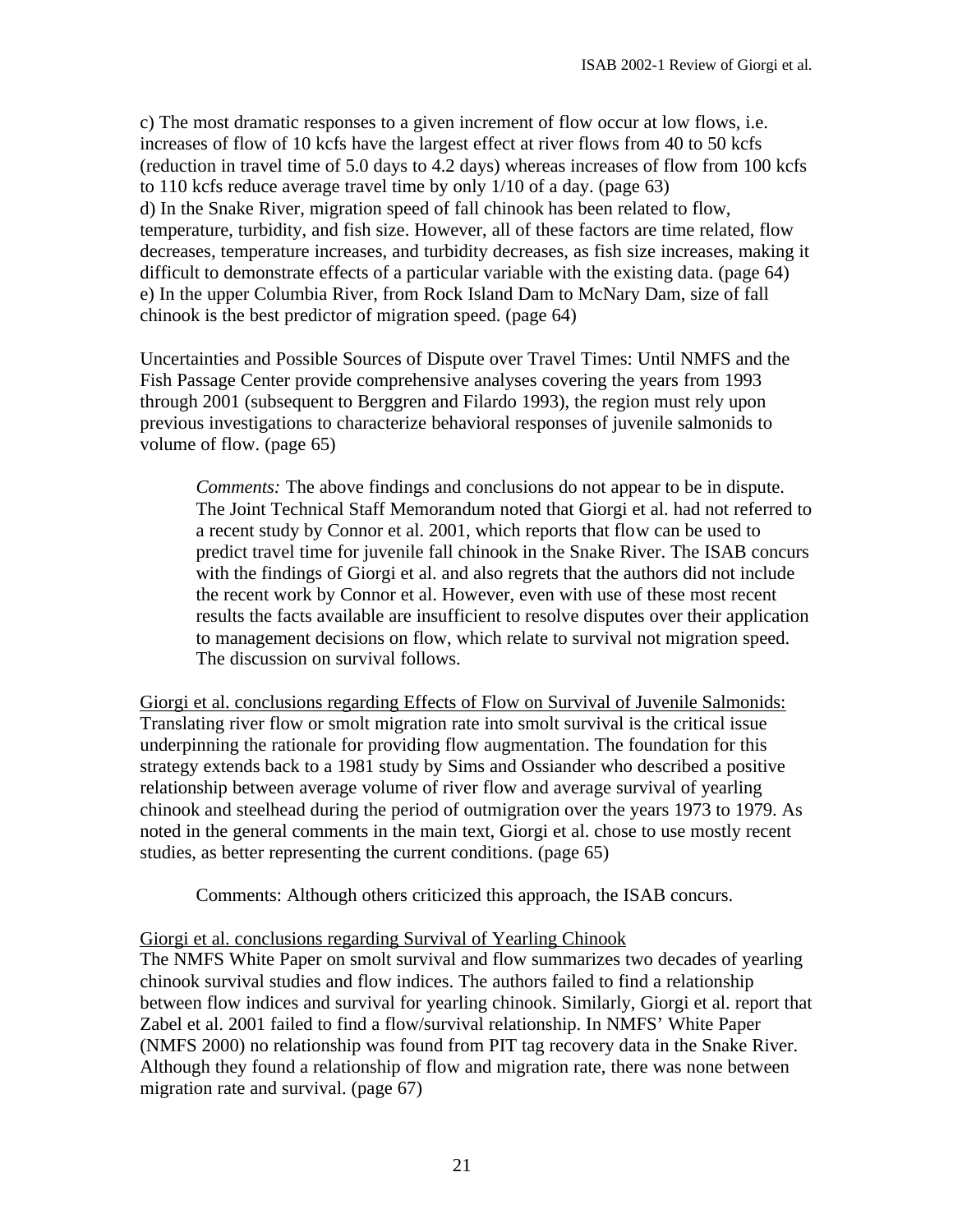c) The most dramatic responses to a given increment of flow occur at low flows, i.e. increases of flow of 10 kcfs have the largest effect at river flows from 40 to 50 kcfs (reduction in travel time of 5.0 days to 4.2 days) whereas increases of flow from 100 kcfs to 110 kcfs reduce average travel time by only 1/10 of a day. (page 63)
d) In the Snake River, migration speed of fall chinook has been related to flow, temperature, turbidity, and fish size. However, all of these factors are time related, flow decreases, temperature increases, and turbidity decreases, as fish size increases, making it difficult to demonstrate effects of a particular variable with the existing data. (page 64)
e) In the upper Columbia River, from Rock Island Dam to McNary Dam, size of fall chinook is the best predictor of migration speed. (page 64)

Uncertainties and Possible Sources of Dispute over Travel Times: Until NMFS and the Fish Passage Center provide comprehensive analyses covering the years from 1993 through 2001 (subsequent to Berggren and Filardo 1993), the region must rely upon previous investigations to characterize behavioral responses of juvenile salmonids to volume of flow. (page 65)

> *Comments:* The above findings and conclusions do not appear to be in dispute. The Joint Technical Staff Memorandum noted that Giorgi et al. had not referred to a recent study by Connor et al. 2001, which reports that flow can be used to predict travel time for juvenile fall chinook in the Snake River. The ISAB concurs with the findings of Giorgi et al. and also regrets that the authors did not include the recent work by Connor et al. However, even with use of these most recent results the facts available are insufficient to resolve disputes over their application to management decisions on flow, which relate to survival not migration speed. The discussion on survival follows.

<u>Giorgi et al. conclusions regarding Effects of Flow on Survival of Juvenile Salmonids:</u> Translating river flow or smolt migration rate into smolt survival is the critical issue underpinning the rationale for providing flow augmentation. The foundation for this strategy extends back to a 1981 study by Sims and Ossiander who described a positive relationship between average volume of river flow and average survival of yearling chinook and steelhead during the period of outmigration over the years 1973 to 1979. As noted in the general comments in the main text, Giorgi et al. chose to use mostly recent studies, as better representing the current conditions. (page 65)

> Comments: Although others criticized this approach, the ISAB concurs.

<u>Giorgi et al. conclusions regarding Survival of Yearling Chinook</u>
The NMFS White Paper on smolt survival and flow summarizes two decades of yearling chinook survival studies and flow indices. The authors failed to find a relationship between flow indices and survival for yearling chinook. Similarly, Giorgi et al. report that Zabel et al. 2001 failed to find a flow/survival relationship. In NMFS' White Paper (NMFS 2000) no relationship was found from PIT tag recovery data in the Snake River. Although they found a relationship of flow and migration rate, there was none between migration rate and survival. (page 67)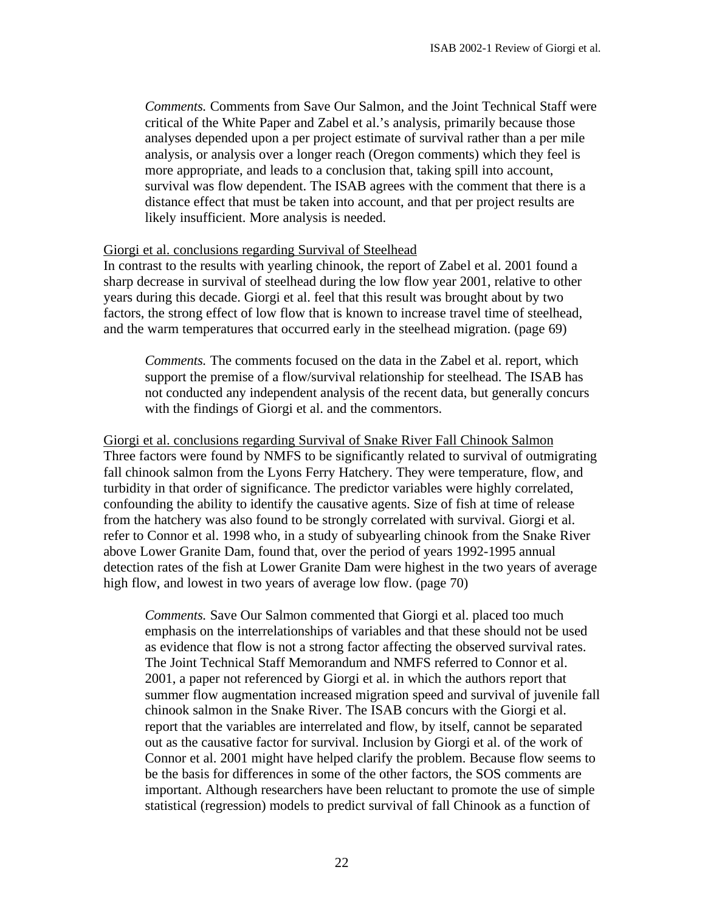*Comments.* Comments from Save Our Salmon, and the Joint Technical Staff were critical of the White Paper and Zabel et al.'s analysis, primarily because those analyses depended upon a per project estimate of survival rather than a per mile analysis, or analysis over a longer reach (Oregon comments) which they feel is more appropriate, and leads to a conclusion that, taking spill into account, survival was flow dependent. The ISAB agrees with the comment that there is a distance effect that must be taken into account, and that per project results are likely insufficient. More analysis is needed.

<u>Giorgi et al. conclusions regarding Survival of Steelhead</u>

In contrast to the results with yearling chinook, the report of Zabel et al. 2001 found a sharp decrease in survival of steelhead during the low flow year 2001, relative to other years during this decade. Giorgi et al. feel that this result was brought about by two factors, the strong effect of low flow that is known to increase travel time of steelhead, and the warm temperatures that occurred early in the steelhead migration. (page 69)

*Comments.* The comments focused on the data in the Zabel et al. report, which support the premise of a flow/survival relationship for steelhead. The ISAB has not conducted any independent analysis of the recent data, but generally concurs with the findings of Giorgi et al. and the commentors.

<u>Giorgi et al. conclusions regarding Survival of Snake River Fall Chinook Salmon</u>

Three factors were found by NMFS to be significantly related to survival of outmigrating fall chinook salmon from the Lyons Ferry Hatchery. They were temperature, flow, and turbidity in that order of significance. The predictor variables were highly correlated, confounding the ability to identify the causative agents. Size of fish at time of release from the hatchery was also found to be strongly correlated with survival. Giorgi et al. refer to Connor et al. 1998 who, in a study of subyearling chinook from the Snake River above Lower Granite Dam, found that, over the period of years 1992-1995 annual detection rates of the fish at Lower Granite Dam were highest in the two years of average high flow, and lowest in two years of average low flow. (page 70)

*Comments.* Save Our Salmon commented that Giorgi et al. placed too much emphasis on the interrelationships of variables and that these should not be used as evidence that flow is not a strong factor affecting the observed survival rates. The Joint Technical Staff Memorandum and NMFS referred to Connor et al. 2001, a paper not referenced by Giorgi et al. in which the authors report that summer flow augmentation increased migration speed and survival of juvenile fall chinook salmon in the Snake River. The ISAB concurs with the Giorgi et al. report that the variables are interrelated and flow, by itself, cannot be separated out as the causative factor for survival. Inclusion by Giorgi et al. of the work of Connor et al. 2001 might have helped clarify the problem. Because flow seems to be the basis for differences in some of the other factors, the SOS comments are important. Although researchers have been reluctant to promote the use of simple statistical (regression) models to predict survival of fall Chinook as a function of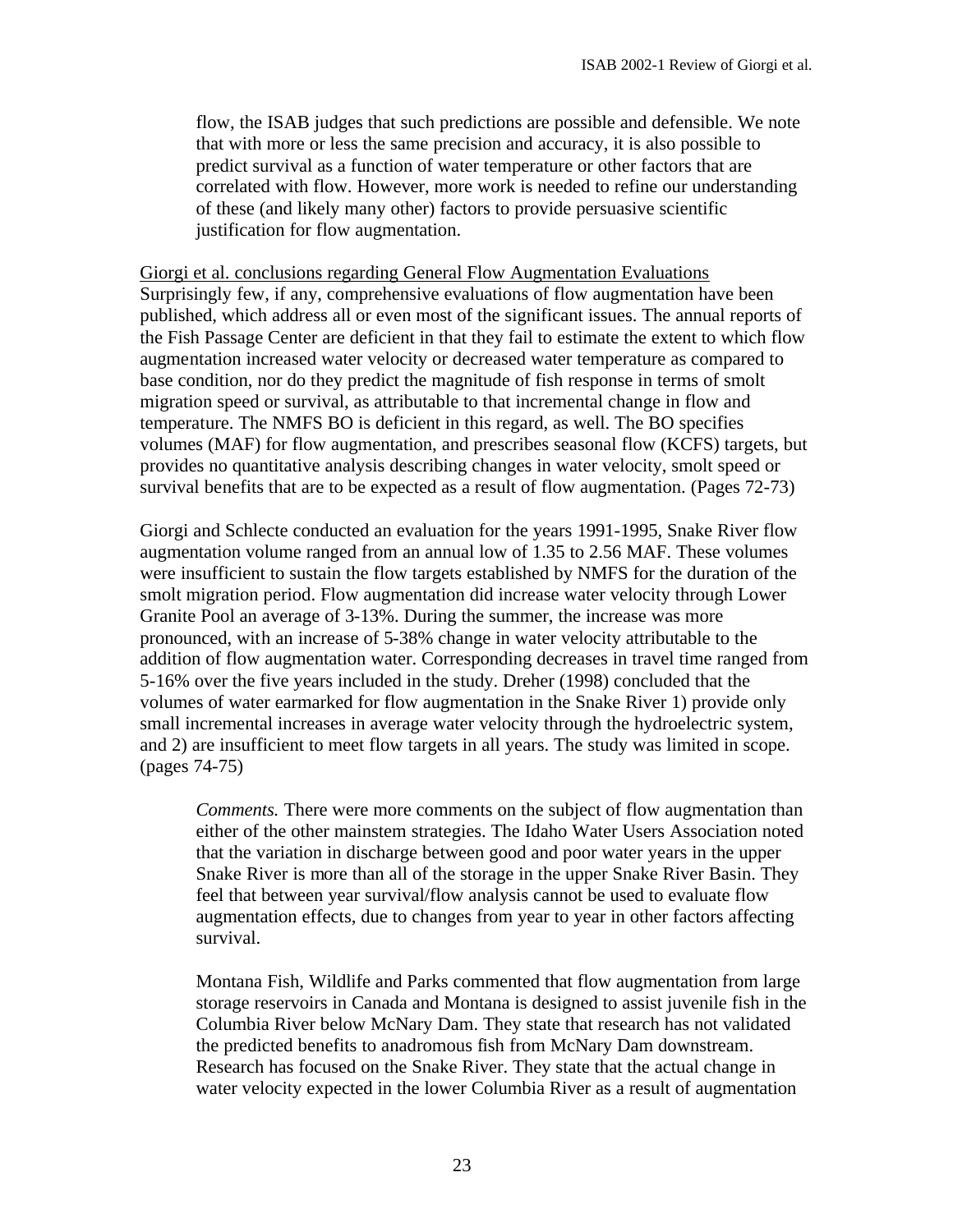flow, the ISAB judges that such predictions are possible and defensible. We note that with more or less the same precision and accuracy, it is also possible to predict survival as a function of water temperature or other factors that are correlated with flow. However, more work is needed to refine our understanding of these (and likely many other) factors to provide persuasive scientific justification for flow augmentation.

<u>Giorgi et al. conclusions regarding General Flow Augmentation Evaluations</u>
Surprisingly few, if any, comprehensive evaluations of flow augmentation have been published, which address all or even most of the significant issues. The annual reports of the Fish Passage Center are deficient in that they fail to estimate the extent to which flow augmentation increased water velocity or decreased water temperature as compared to base condition, nor do they predict the magnitude of fish response in terms of smolt migration speed or survival, as attributable to that incremental change in flow and temperature. The NMFS BO is deficient in this regard, as well. The BO specifies volumes (MAF) for flow augmentation, and prescribes seasonal flow (KCFS) targets, but provides no quantitative analysis describing changes in water velocity, smolt speed or survival benefits that are to be expected as a result of flow augmentation. (Pages 72-73)

Giorgi and Schlecte conducted an evaluation for the years 1991-1995, Snake River flow augmentation volume ranged from an annual low of 1.35 to 2.56 MAF. These volumes were insufficient to sustain the flow targets established by NMFS for the duration of the smolt migration period. Flow augmentation did increase water velocity through Lower Granite Pool an average of 3-13%. During the summer, the increase was more pronounced, with an increase of 5-38% change in water velocity attributable to the addition of flow augmentation water. Corresponding decreases in travel time ranged from 5-16% over the five years included in the study. Dreher (1998) concluded that the volumes of water earmarked for flow augmentation in the Snake River 1) provide only small incremental increases in average water velocity through the hydroelectric system, and 2) are insufficient to meet flow targets in all years. The study was limited in scope. (pages 74-75)

> *Comments.* There were more comments on the subject of flow augmentation than either of the other mainstem strategies. The Idaho Water Users Association noted that the variation in discharge between good and poor water years in the upper Snake River is more than all of the storage in the upper Snake River Basin. They feel that between year survival/flow analysis cannot be used to evaluate flow augmentation effects, due to changes from year to year in other factors affecting survival.
>
> Montana Fish, Wildlife and Parks commented that flow augmentation from large storage reservoirs in Canada and Montana is designed to assist juvenile fish in the Columbia River below McNary Dam. They state that research has not validated the predicted benefits to anadromous fish from McNary Dam downstream. Research has focused on the Snake River. They state that the actual change in water velocity expected in the lower Columbia River as a result of augmentation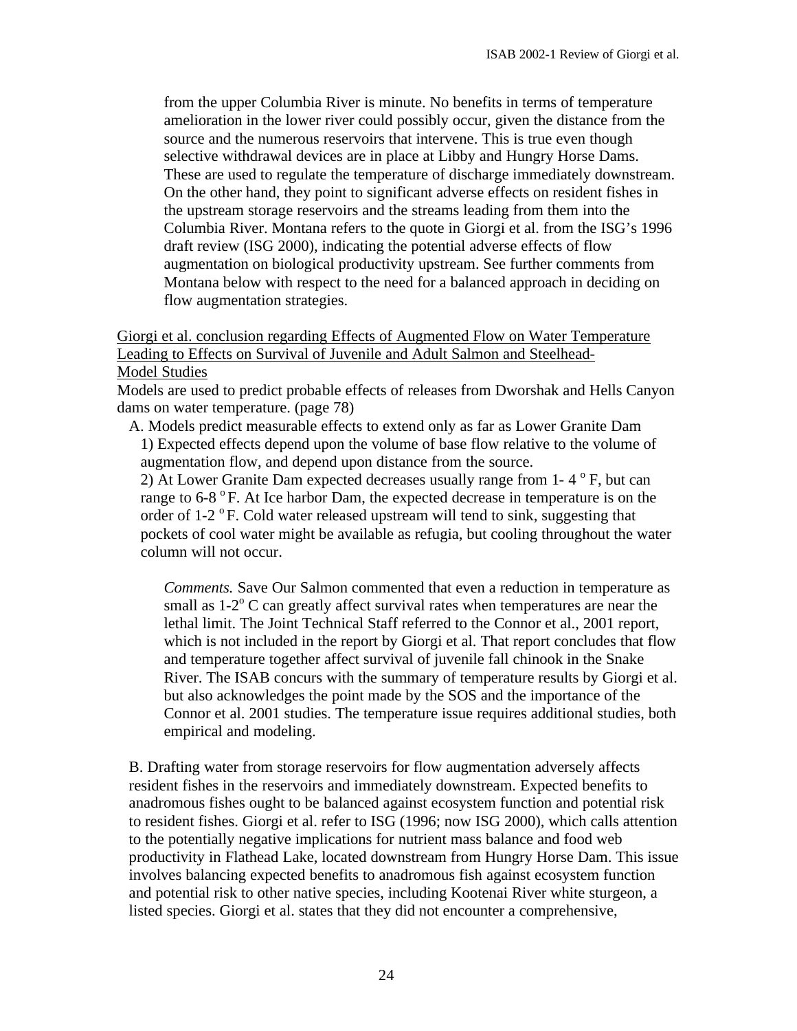from the upper Columbia River is minute. No benefits in terms of temperature amelioration in the lower river could possibly occur, given the distance from the source and the numerous reservoirs that intervene. This is true even though selective withdrawal devices are in place at Libby and Hungry Horse Dams. These are used to regulate the temperature of discharge immediately downstream. On the other hand, they point to significant adverse effects on resident fishes in the upstream storage reservoirs and the streams leading from them into the Columbia River. Montana refers to the quote in Giorgi et al. from the ISG's 1996 draft review (ISG 2000), indicating the potential adverse effects of flow augmentation on biological productivity upstream. See further comments from Montana below with respect to the need for a balanced approach in deciding on flow augmentation strategies.

<u>Giorgi et al. conclusion regarding Effects of Augmented Flow on Water Temperature Leading to Effects on Survival of Juvenile and Adult Salmon and Steelhead-Model Studies</u>

Models are used to predict probable effects of releases from Dworshak and Hells Canyon dams on water temperature. (page 78)

A. Models predict measurable effects to extend only as far as Lower Granite Dam

1) Expected effects depend upon the volume of base flow relative to the volume of augmentation flow, and depend upon distance from the source.

2) At Lower Granite Dam expected decreases usually range from 1- 4 $^{o}$ F, but can range to 6-8 $^{o}$ F. At Ice harbor Dam, the expected decrease in temperature is on the order of 1-2 $^{o}$ F. Cold water released upstream will tend to sink, suggesting that pockets of cool water might be available as refugia, but cooling throughout the water column will not occur.

*Comments.* Save Our Salmon commented that even a reduction in temperature as small as 1-2$^{o}$ C can greatly affect survival rates when temperatures are near the lethal limit. The Joint Technical Staff referred to the Connor et al., 2001 report, which is not included in the report by Giorgi et al. That report concludes that flow and temperature together affect survival of juvenile fall chinook in the Snake River. The ISAB concurs with the summary of temperature results by Giorgi et al. but also acknowledges the point made by the SOS and the importance of the Connor et al. 2001 studies. The temperature issue requires additional studies, both empirical and modeling.

B. Drafting water from storage reservoirs for flow augmentation adversely affects resident fishes in the reservoirs and immediately downstream. Expected benefits to anadromous fishes ought to be balanced against ecosystem function and potential risk to resident fishes. Giorgi et al. refer to ISG (1996; now ISG 2000), which calls attention to the potentially negative implications for nutrient mass balance and food web productivity in Flathead Lake, located downstream from Hungry Horse Dam. This issue involves balancing expected benefits to anadromous fish against ecosystem function and potential risk to other native species, including Kootenai River white sturgeon, a listed species. Giorgi et al. states that they did not encounter a comprehensive,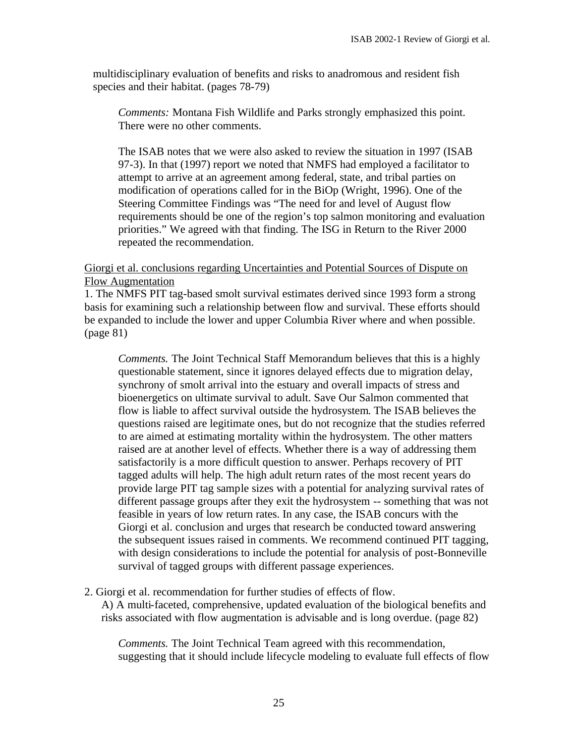multidisciplinary evaluation of benefits and risks to anadromous and resident fish species and their habitat. (pages 78-79)

> *Comments:* Montana Fish Wildlife and Parks strongly emphasized this point. There were no other comments.
>
> The ISAB notes that we were also asked to review the situation in 1997 (ISAB 97-3). In that (1997) report we noted that NMFS had employed a facilitator to attempt to arrive at an agreement among federal, state, and tribal parties on modification of operations called for in the BiOp (Wright, 1996). One of the Steering Committee Findings was "The need for and level of August flow requirements should be one of the region's top salmon monitoring and evaluation priorities." We agreed with that finding. The ISG in Return to the River 2000 repeated the recommendation.

<u>Giorgi et al. conclusions regarding Uncertainties and Potential Sources of Dispute on Flow Augmentation</u>

1. The NMFS PIT tag-based smolt survival estimates derived since 1993 form a strong basis for examining such a relationship between flow and survival. These efforts should be expanded to include the lower and upper Columbia River where and when possible. (page 81)

> *Comments.* The Joint Technical Staff Memorandum believes that this is a highly questionable statement, since it ignores delayed effects due to migration delay, synchrony of smolt arrival into the estuary and overall impacts of stress and bioenergetics on ultimate survival to adult. Save Our Salmon commented that flow is liable to affect survival outside the hydrosystem. The ISAB believes the questions raised are legitimate ones, but do not recognize that the studies referred to are aimed at estimating mortality within the hydrosystem. The other matters raised are at another level of effects. Whether there is a way of addressing them satisfactorily is a more difficult question to answer. Perhaps recovery of PIT tagged adults will help. The high adult return rates of the most recent years do provide large PIT tag sample sizes with a potential for analyzing survival rates of different passage groups after they exit the hydrosystem -- something that was not feasible in years of low return rates. In any case, the ISAB concurs with the Giorgi et al. conclusion and urges that research be conducted toward answering the subsequent issues raised in comments. We recommend continued PIT tagging, with design considerations to include the potential for analysis of post-Bonneville survival of tagged groups with different passage experiences.

2. Giorgi et al. recommendation for further studies of effects of flow.

   A) A multi-faceted, comprehensive, updated evaluation of the biological benefits and risks associated with flow augmentation is advisable and is long overdue. (page 82)

> *Comments.* The Joint Technical Team agreed with this recommendation, suggesting that it should include lifecycle modeling to evaluate full effects of flow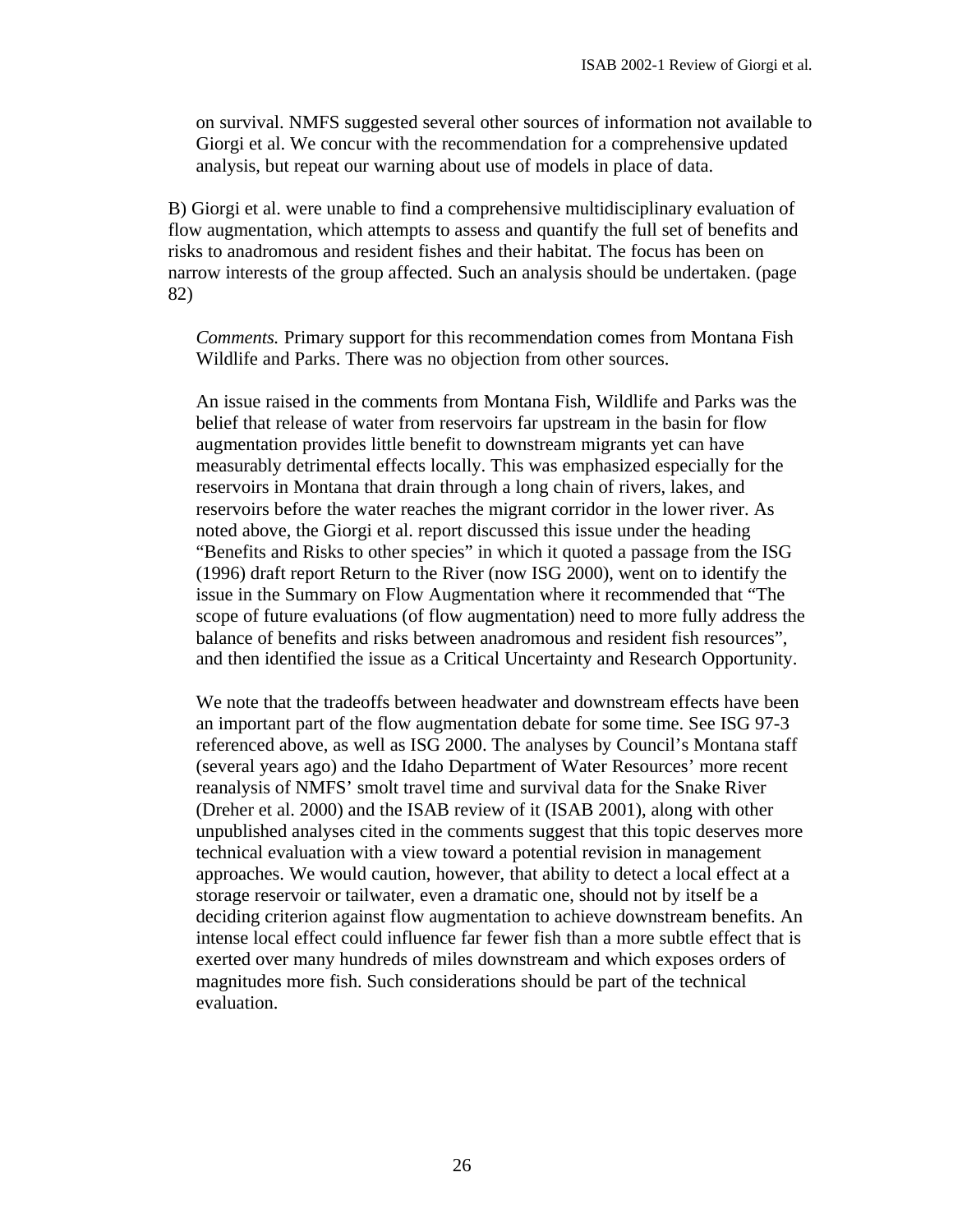on survival. NMFS suggested several other sources of information not available to Giorgi et al. We concur with the recommendation for a comprehensive updated analysis, but repeat our warning about use of models in place of data.

B) Giorgi et al. were unable to find a comprehensive multidisciplinary evaluation of flow augmentation, which attempts to assess and quantify the full set of benefits and risks to anadromous and resident fishes and their habitat. The focus has been on narrow interests of the group affected. Such an analysis should be undertaken. (page 82)

*Comments.* Primary support for this recommendation comes from Montana Fish Wildlife and Parks. There was no objection from other sources.

An issue raised in the comments from Montana Fish, Wildlife and Parks was the belief that release of water from reservoirs far upstream in the basin for flow augmentation provides little benefit to downstream migrants yet can have measurably detrimental effects locally. This was emphasized especially for the reservoirs in Montana that drain through a long chain of rivers, lakes, and reservoirs before the water reaches the migrant corridor in the lower river. As noted above, the Giorgi et al. report discussed this issue under the heading "Benefits and Risks to other species" in which it quoted a passage from the ISG (1996) draft report Return to the River (now ISG 2000), went on to identify the issue in the Summary on Flow Augmentation where it recommended that "The scope of future evaluations (of flow augmentation) need to more fully address the balance of benefits and risks between anadromous and resident fish resources", and then identified the issue as a Critical Uncertainty and Research Opportunity.

We note that the tradeoffs between headwater and downstream effects have been an important part of the flow augmentation debate for some time. See ISG 97-3 referenced above, as well as ISG 2000. The analyses by Council's Montana staff (several years ago) and the Idaho Department of Water Resources' more recent reanalysis of NMFS' smolt travel time and survival data for the Snake River (Dreher et al. 2000) and the ISAB review of it (ISAB 2001), along with other unpublished analyses cited in the comments suggest that this topic deserves more technical evaluation with a view toward a potential revision in management approaches. We would caution, however, that ability to detect a local effect at a storage reservoir or tailwater, even a dramatic one, should not by itself be a deciding criterion against flow augmentation to achieve downstream benefits. An intense local effect could influence far fewer fish than a more subtle effect that is exerted over many hundreds of miles downstream and which exposes orders of magnitudes more fish. Such considerations should be part of the technical evaluation.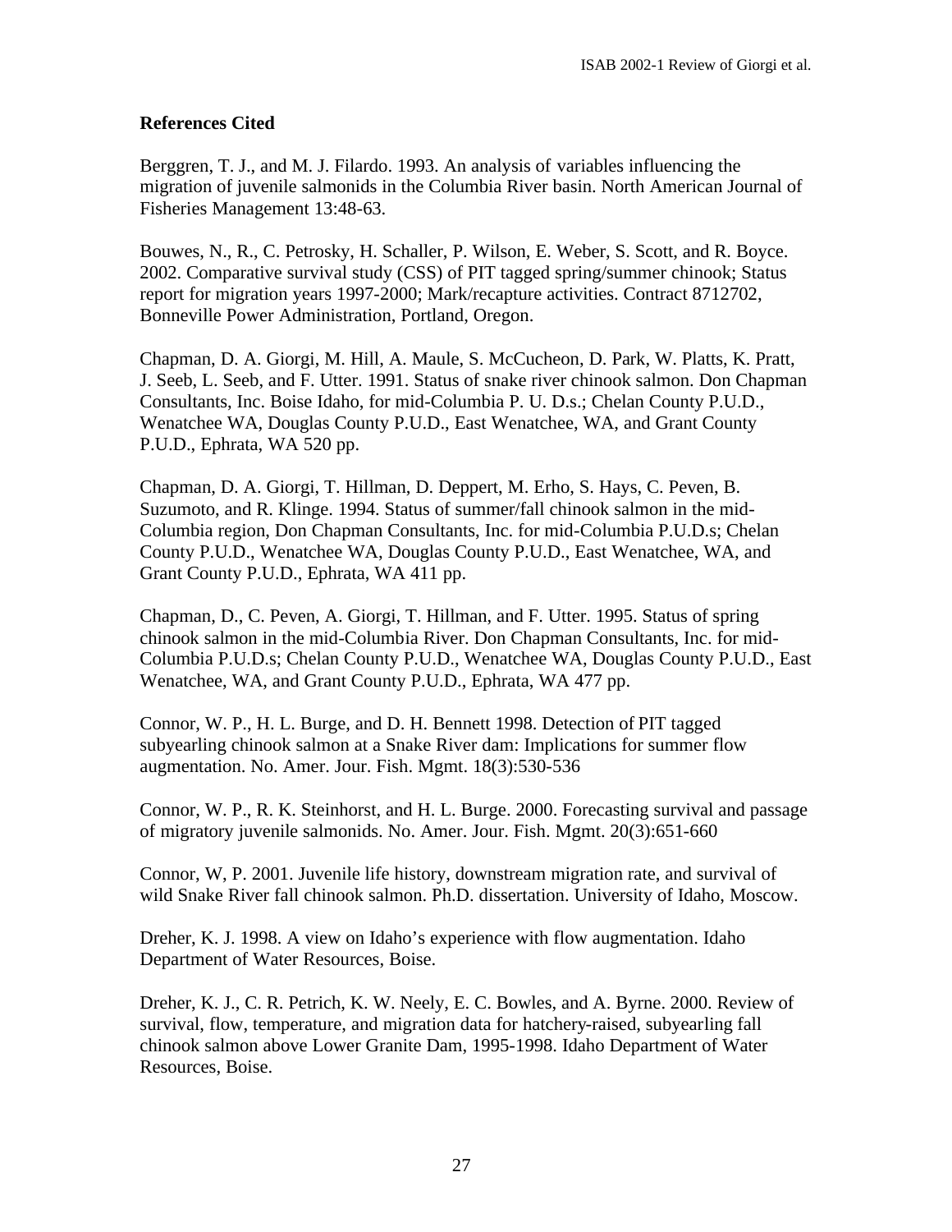**References Cited**

Berggren, T. J., and M. J. Filardo. 1993. An analysis of variables influencing the migration of juvenile salmonids in the Columbia River basin. North American Journal of Fisheries Management 13:48-63.

Bouwes, N., R., C. Petrosky, H. Schaller, P. Wilson, E. Weber, S. Scott, and R. Boyce. 2002. Comparative survival study (CSS) of PIT tagged spring/summer chinook; Status report for migration years 1997-2000; Mark/recapture activities. Contract 8712702, Bonneville Power Administration, Portland, Oregon.

Chapman, D. A. Giorgi, M. Hill, A. Maule, S. McCucheon, D. Park, W. Platts, K. Pratt, J. Seeb, L. Seeb, and F. Utter. 1991. Status of snake river chinook salmon. Don Chapman Consultants, Inc. Boise Idaho, for mid-Columbia P. U. D.s.; Chelan County P.U.D., Wenatchee WA, Douglas County P.U.D., East Wenatchee, WA, and Grant County P.U.D., Ephrata, WA 520 pp.

Chapman, D. A. Giorgi, T. Hillman, D. Deppert, M. Erho, S. Hays, C. Peven, B. Suzumoto, and R. Klinge. 1994. Status of summer/fall chinook salmon in the mid-Columbia region, Don Chapman Consultants, Inc. for mid-Columbia P.U.D.s; Chelan County P.U.D., Wenatchee WA, Douglas County P.U.D., East Wenatchee, WA, and Grant County P.U.D., Ephrata, WA 411 pp.

Chapman, D., C. Peven, A. Giorgi, T. Hillman, and F. Utter. 1995. Status of spring chinook salmon in the mid-Columbia River. Don Chapman Consultants, Inc. for mid-Columbia P.U.D.s; Chelan County P.U.D., Wenatchee WA, Douglas County P.U.D., East Wenatchee, WA, and Grant County P.U.D., Ephrata, WA 477 pp.

Connor, W. P., H. L. Burge, and D. H. Bennett 1998. Detection of PIT tagged subyearling chinook salmon at a Snake River dam: Implications for summer flow augmentation. No. Amer. Jour. Fish. Mgmt. 18(3):530-536

Connor, W. P., R. K. Steinhorst, and H. L. Burge. 2000. Forecasting survival and passage of migratory juvenile salmonids. No. Amer. Jour. Fish. Mgmt. 20(3):651-660

Connor, W, P. 2001. Juvenile life history, downstream migration rate, and survival of wild Snake River fall chinook salmon. Ph.D. dissertation. University of Idaho, Moscow.

Dreher, K. J. 1998. A view on Idaho's experience with flow augmentation. Idaho Department of Water Resources, Boise.

Dreher, K. J., C. R. Petrich, K. W. Neely, E. C. Bowles, and A. Byrne. 2000. Review of survival, flow, temperature, and migration data for hatchery-raised, subyearling fall chinook salmon above Lower Granite Dam, 1995-1998. Idaho Department of Water Resources, Boise.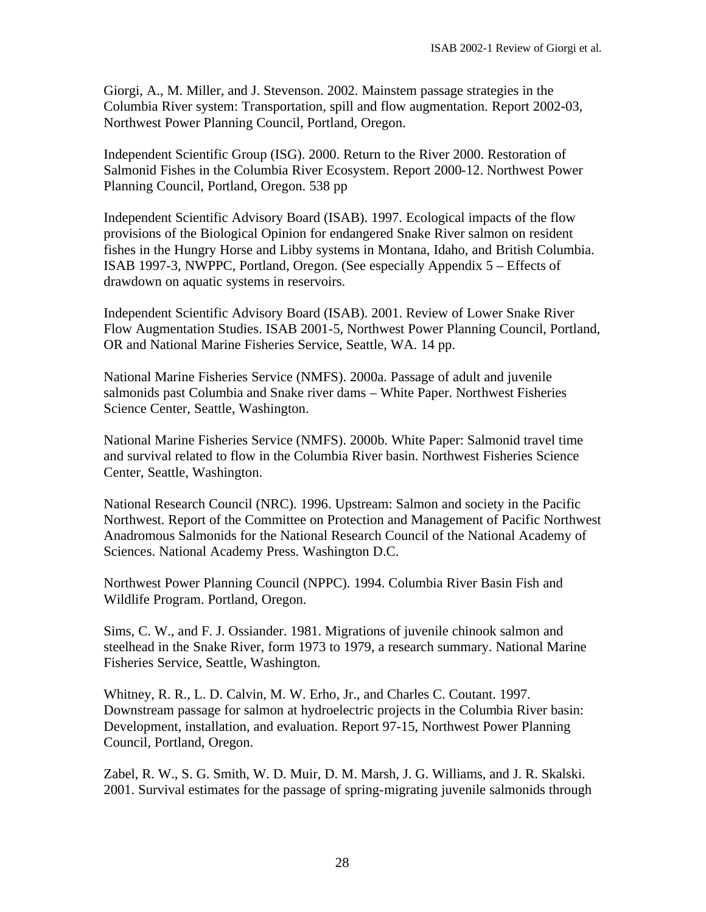Giorgi, A., M. Miller, and J. Stevenson. 2002. Mainstem passage strategies in the Columbia River system: Transportation, spill and flow augmentation. Report 2002-03, Northwest Power Planning Council, Portland, Oregon.

Independent Scientific Group (ISG). 2000. Return to the River 2000. Restoration of Salmonid Fishes in the Columbia River Ecosystem. Report 2000-12. Northwest Power Planning Council, Portland, Oregon. 538 pp

Independent Scientific Advisory Board (ISAB). 1997. Ecological impacts of the flow provisions of the Biological Opinion for endangered Snake River salmon on resident fishes in the Hungry Horse and Libby systems in Montana, Idaho, and British Columbia. ISAB 1997-3, NWPPC, Portland, Oregon. (See especially Appendix 5 – Effects of drawdown on aquatic systems in reservoirs.

Independent Scientific Advisory Board (ISAB). 2001. Review of Lower Snake River Flow Augmentation Studies. ISAB 2001-5, Northwest Power Planning Council, Portland, OR and National Marine Fisheries Service, Seattle, WA. 14 pp.

National Marine Fisheries Service (NMFS). 2000a. Passage of adult and juvenile salmonids past Columbia and Snake river dams – White Paper. Northwest Fisheries Science Center, Seattle, Washington.

National Marine Fisheries Service (NMFS). 2000b. White Paper: Salmonid travel time and survival related to flow in the Columbia River basin. Northwest Fisheries Science Center, Seattle, Washington.

National Research Council (NRC). 1996. Upstream: Salmon and society in the Pacific Northwest. Report of the Committee on Protection and Management of Pacific Northwest Anadromous Salmonids for the National Research Council of the National Academy of Sciences. National Academy Press. Washington D.C.

Northwest Power Planning Council (NPPC). 1994. Columbia River Basin Fish and Wildlife Program. Portland, Oregon.

Sims, C. W., and F. J. Ossiander. 1981. Migrations of juvenile chinook salmon and steelhead in the Snake River, form 1973 to 1979, a research summary. National Marine Fisheries Service, Seattle, Washington.

Whitney, R. R., L. D. Calvin, M. W. Erho, Jr., and Charles C. Coutant. 1997. Downstream passage for salmon at hydroelectric projects in the Columbia River basin: Development, installation, and evaluation. Report 97-15, Northwest Power Planning Council, Portland, Oregon.

Zabel, R. W., S. G. Smith, W. D. Muir, D. M. Marsh, J. G. Williams, and J. R. Skalski. 2001. Survival estimates for the passage of spring-migrating juvenile salmonids through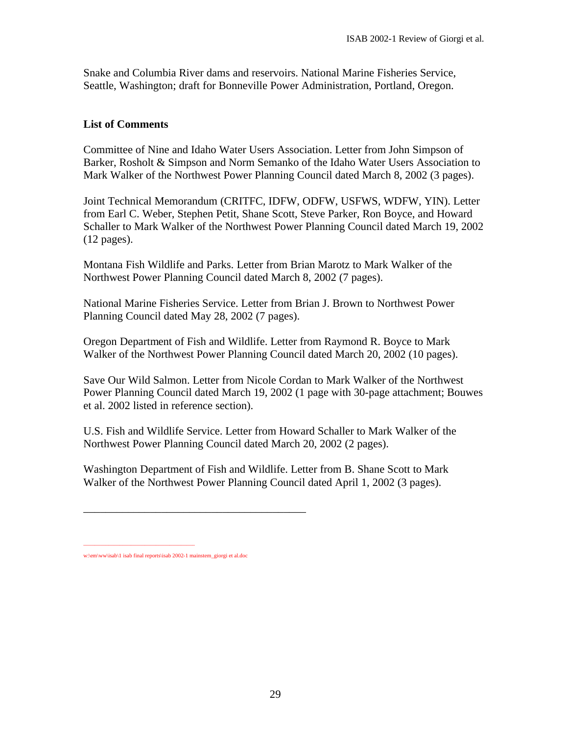Snake and Columbia River dams and reservoirs. National Marine Fisheries Service, Seattle, Washington; draft for Bonneville Power Administration, Portland, Oregon.

**List of Comments**

Committee of Nine and Idaho Water Users Association. Letter from John Simpson of Barker, Rosholt & Simpson and Norm Semanko of the Idaho Water Users Association to Mark Walker of the Northwest Power Planning Council dated March 8, 2002 (3 pages).

Joint Technical Memorandum (CRITFC, IDFW, ODFW, USFWS, WDFW, YIN). Letter from Earl C. Weber, Stephen Petit, Shane Scott, Steve Parker, Ron Boyce, and Howard Schaller to Mark Walker of the Northwest Power Planning Council dated March 19, 2002 (12 pages).

Montana Fish Wildlife and Parks. Letter from Brian Marotz to Mark Walker of the Northwest Power Planning Council dated March 8, 2002 (7 pages).

National Marine Fisheries Service. Letter from Brian J. Brown to Northwest Power Planning Council dated May 28, 2002 (7 pages).

Oregon Department of Fish and Wildlife. Letter from Raymond R. Boyce to Mark Walker of the Northwest Power Planning Council dated March 20, 2002 (10 pages).

Save Our Wild Salmon. Letter from Nicole Cordan to Mark Walker of the Northwest Power Planning Council dated March 19, 2002 (1 page with 30-page attachment; Bouwes et al. 2002 listed in reference section).

U.S. Fish and Wildlife Service. Letter from Howard Schaller to Mark Walker of the Northwest Power Planning Council dated March 20, 2002 (2 pages).

Washington Department of Fish and Wildlife. Letter from B. Shane Scott to Mark Walker of the Northwest Power Planning Council dated April 1, 2002 (3 pages).

---

w:\em\ww\isab\1 isab final reports\isab 2002-1 mainstem_giorgi et al.doc